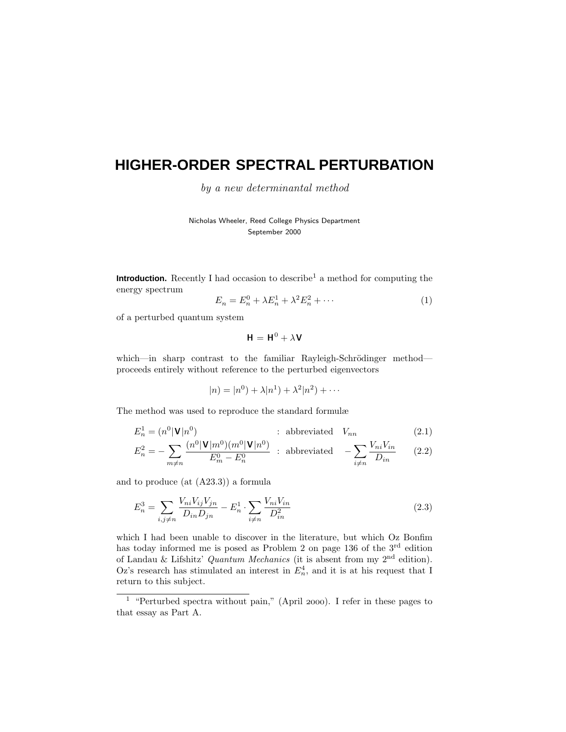# HIGHER-ORDER SPECTRAL PERTURBATION

*by a new determinantal method*

Nicholas Wheeler, Reed College Physics Department
September 2000

**Introduction.** Recently I had occasion to describe[1] a method for computing the energy spectrum

$$E_n = E_n^0 + \lambda E_n^1 + \lambda^2 E_n^2 + \cdots \tag{1}$$

of a perturbed quantum system

$$\mathsf{H} = \mathsf{H}^0 + \lambda \mathsf{V}$$

which—in sharp contrast to the familiar Rayleigh-Schrödinger method—proceeds entirely without reference to the perturbed eigenvectors

$$|n) = |n^0) + \lambda |n^1) + \lambda^2 |n^2) + \cdots$$

The method was used to reproduce the standard formulæ

$$E_n^1 = (n^0|\mathsf{V}|n^0) \quad : \text{ abbreviated } \quad V_{nn} \tag{2.1}$$

$$E_n^2 = -\sum_{m\neq n} \frac{(n^0|\mathsf{V}|m^0)(m^0|\mathsf{V}|n^0)}{E_m^0 - E_n^0} \quad : \text{ abbreviated } \quad -\sum_{i\neq n} \frac{V_{ni}V_{in}}{D_{in}} \tag{2.2}$$

and to produce (at (A23.3)) a formula

$$E_n^3 = \sum_{i,j\neq n} \frac{V_{ni}V_{ij}V_{jn}}{D_{in}D_{jn}} - E_n^1 \cdot \sum_{i\neq n} \frac{V_{ni}V_{in}}{D_{in}^2} \tag{2.3}$$

which I had been unable to discover in the literature, but which Oz Bonfim has today informed me is posed as Problem 2 on page 136 of the 3rd edition of Landau & Lifshitz' *Quantum Mechanics* (it is absent from my 2nd edition). Oz's research has stimulated an interest in $E_n^4$, and it is at his request that I return to this subject.

---

[1] "Perturbed spectra without pain," (April 2000). I refer in these pages to that essay as Part A.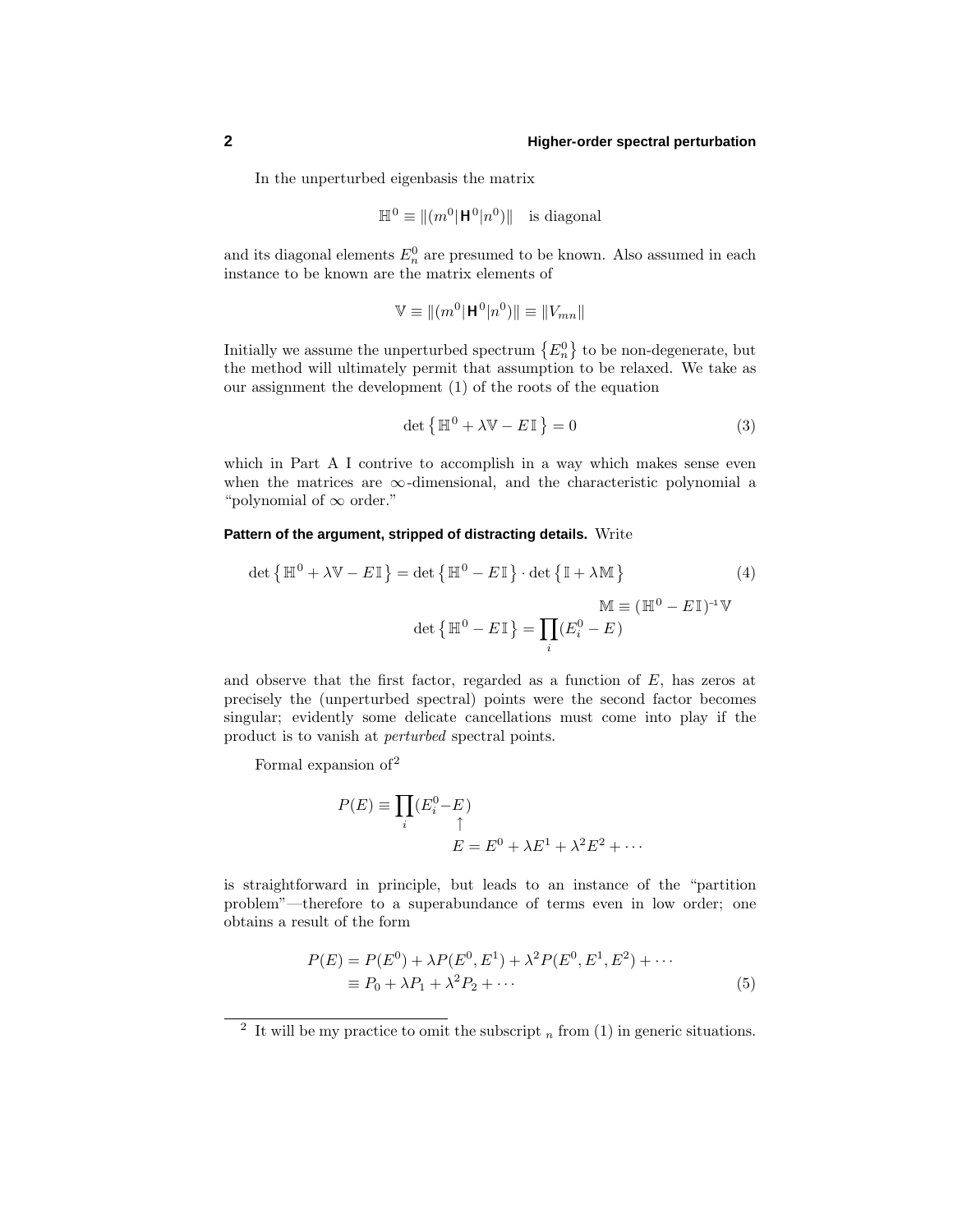In the unperturbed eigenbasis the matrix

$$\mathbb{H}^0 \equiv \|(m^0|\mathbf{H}^0|n^0)\| \quad \text{is diagonal}$$

and its diagonal elements $E_n^0$ are presumed to be known. Also assumed in each instance to be known are the matrix elements of

$$\mathbb{V} \equiv \|(m^0|\mathbf{H}^0|n^0)\| \equiv \|V_{mn}\|$$

Initially we assume the unperturbed spectrum $\{E_n^0\}$ to be non-degenerate, but the method will ultimately permit that assumption to be relaxed. We take as our assignment the development (1) of the roots of the equation

$$\det\{\mathbb{H}^0 + \lambda\mathbb{V} - E\,\mathbb{I}\} = 0 \tag{3}$$

which in Part A I contrive to accomplish in a way which makes sense even when the matrices are $\infty$-dimensional, and the characteristic polynomial a "polynomial of $\infty$ order."

**Pattern of the argument, stripped of distracting details.** Write

$$\det\{\mathbb{H}^0 + \lambda\mathbb{V} - E\,\mathbb{I}\} = \det\{\mathbb{H}^0 - E\,\mathbb{I}\} \cdot \det\{\mathbb{I} + \lambda\mathbb{M}\} \tag{4}$$

$$\mathbb{M} \equiv (\mathbb{H}^0 - E\,\mathbb{I})^{-1}\,\mathbb{V}$$

$$\det\{\mathbb{H}^0 - E\,\mathbb{I}\} = \prod_i (E_i^0 - E)$$

and observe that the first factor, regarded as a function of $E$, has zeros at precisely the (unperturbed spectral) points were the second factor becomes singular; evidently some delicate cancellations must come into play if the product is to vanish at *perturbed* spectral points.

Formal expansion of[2]

$$P(E) \equiv \prod_i (E_i^0 - \underset{\substack{\uparrow \\ E = E^0 + \lambda E^1 + \lambda^2 E^2 + \cdots}}{E})$$

is straightforward in principle, but leads to an instance of the "partition problem"—therefore to a superabundance of terms even in low order; one obtains a result of the form

$$\begin{aligned} P(E) &= P(E^0) + \lambda P(E^0, E^1) + \lambda^2 P(E^0, E^1, E^2) + \cdots \\ &\equiv P_0 + \lambda P_1 + \lambda^2 P_2 + \cdots \end{aligned} \tag{5}$$

---

[2] It will be my practice to omit the subscript $_n$ from (1) in generic situations.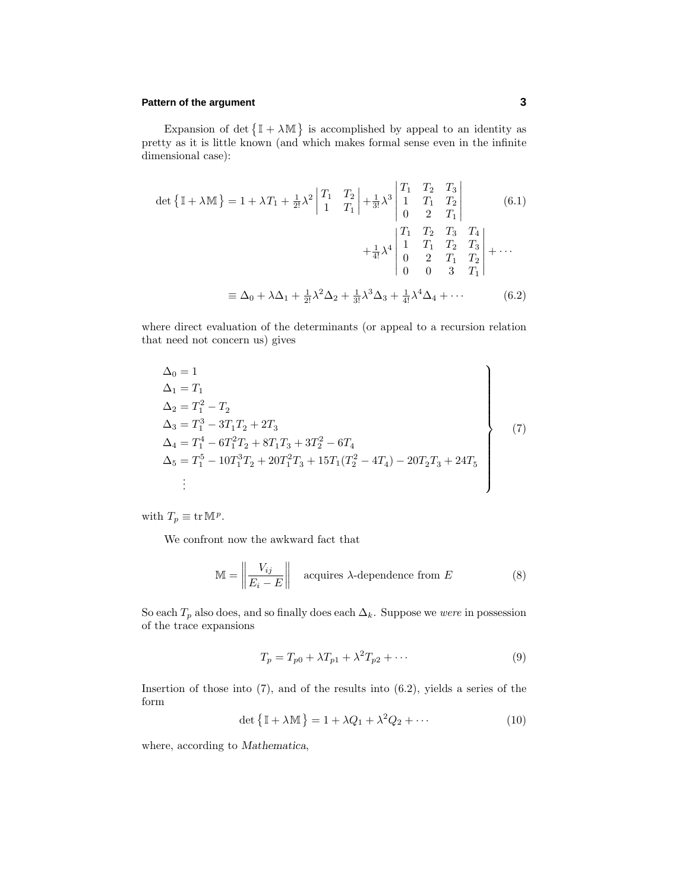Expansion of $\det\{\mathbb{I}+\lambda\mathbb{M}\}$ is accomplished by appeal to an identity as pretty as it is little known (and which makes formal sense even in the infinite dimensional case):

$$
\begin{aligned}
\det\{\mathbb{I}+\lambda\mathbb{M}\} = 1 + \lambda T_1 + \tfrac{1}{2!}\lambda^2 \begin{vmatrix} T_1 & T_2 \\ 1 & T_1 \end{vmatrix} + \tfrac{1}{3!}\lambda^3 \begin{vmatrix} T_1 & T_2 & T_3 \\ 1 & T_1 & T_2 \\ 0 & 2 & T_1 \end{vmatrix} \qquad (6.1) \\
+ \tfrac{1}{4!}\lambda^4 \begin{vmatrix} T_1 & T_2 & T_3 & T_4 \\ 1 & T_1 & T_2 & T_3 \\ 0 & 2 & T_1 & T_2 \\ 0 & 0 & 3 & T_1 \end{vmatrix} + \cdots
\end{aligned}
$$

$$
\equiv \Delta_0 + \lambda\Delta_1 + \tfrac{1}{2!}\lambda^2\Delta_2 + \tfrac{1}{3!}\lambda^3\Delta_3 + \tfrac{1}{4!}\lambda^4\Delta_4 + \cdots \tag{6.2}
$$

where direct evaluation of the determinants (or appeal to a recursion relation that need not concern us) gives

$$
\left.
\begin{aligned}
\Delta_0 &= 1 \\
\Delta_1 &= T_1 \\
\Delta_2 &= T_1^2 - T_2 \\
\Delta_3 &= T_1^3 - 3T_1T_2 + 2T_3 \\
\Delta_4 &= T_1^4 - 6T_1^2T_2 + 8T_1T_3 + 3T_2^2 - 6T_4 \\
\Delta_5 &= T_1^5 - 10T_1^3T_2 + 20T_1^2T_3 + 15T_1(T_2^2 - 4T_4) - 20T_2T_3 + 24T_5 \\
&\ \ \vdots
\end{aligned}
\right\} \tag{7}
$$

with $T_p \equiv \operatorname{tr}\mathbb{M}^p$.

We confront now the awkward fact that

$$
\mathbb{M} = \left\| \frac{V_{ij}}{E_i - E} \right\| \quad \text{acquires } \lambda\text{-dependence from } E \tag{8}
$$

So each $T_p$ also does, and so finally does each $\Delta_k$. Suppose we *were* in possession of the trace expansions

$$
T_p = T_{p0} + \lambda T_{p1} + \lambda^2 T_{p2} + \cdots \tag{9}
$$

Insertion of those into (7), and of the results into (6.2), yields a series of the form

$$
\det\{\mathbb{I}+\lambda\mathbb{M}\} = 1 + \lambda Q_1 + \lambda^2 Q_2 + \cdots \tag{10}
$$

where, according to *Mathematica*,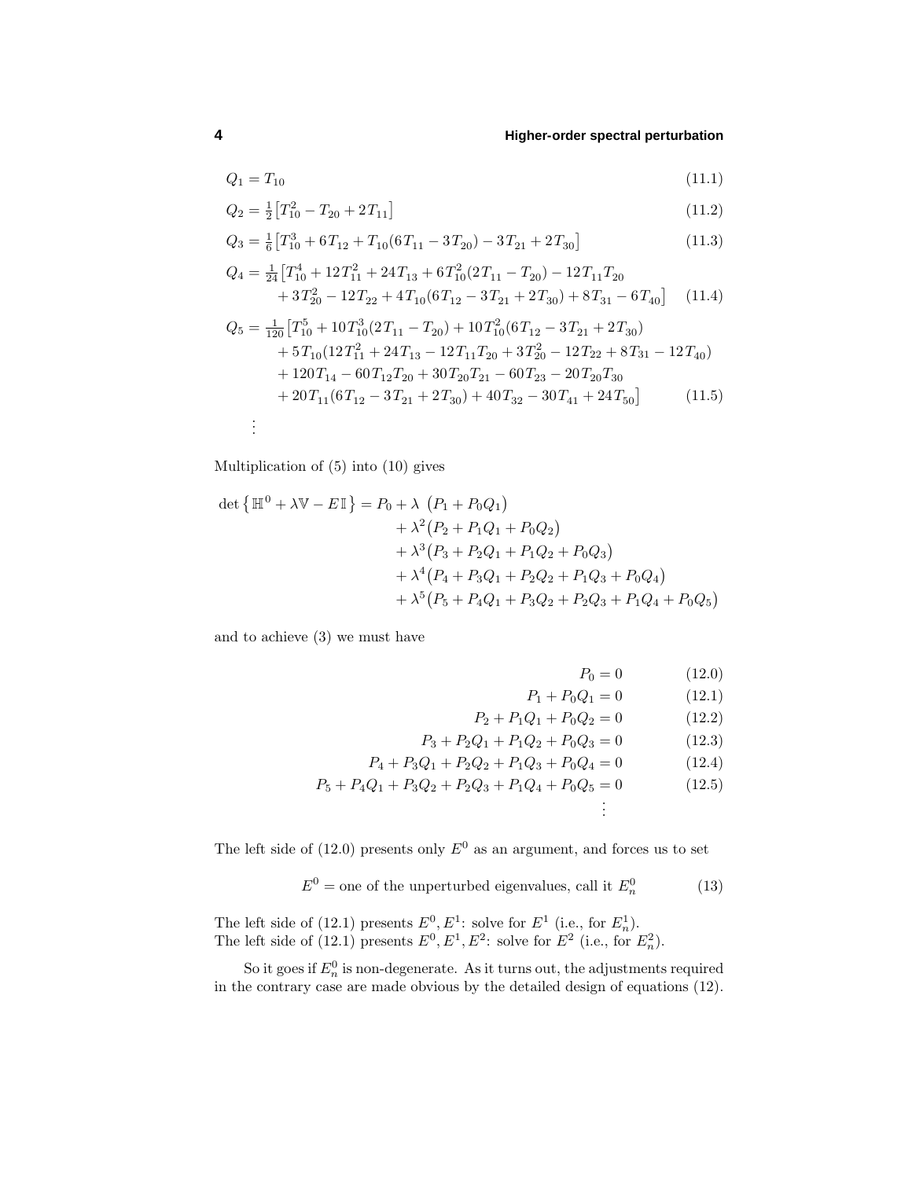$$Q_1 = T_{10} \tag{11.1}$$

$$Q_2 = \tfrac{1}{2}\big[T_{10}^2 - T_{20} + 2T_{11}\big] \tag{11.2}$$

$$Q_3 = \tfrac{1}{6}\big[T_{10}^3 + 6T_{12} + T_{10}(6T_{11} - 3T_{20}) - 3T_{21} + 2T_{30}\big] \tag{11.3}$$

$$\begin{aligned} Q_4 = \tfrac{1}{24}\big[&T_{10}^4 + 12T_{11}^2 + 24T_{13} + 6T_{10}^2(2T_{11} - T_{20}) - 12T_{11}T_{20} \\ &+ 3T_{20}^2 - 12T_{22} + 4T_{10}(6T_{12} - 3T_{21} + 2T_{30}) + 8T_{31} - 6T_{40}\big] \end{aligned} \tag{11.4}$$

$$\begin{aligned} Q_5 = \tfrac{1}{120}\big[&T_{10}^5 + 10T_{10}^3(2T_{11} - T_{20}) + 10T_{10}^2(6T_{12} - 3T_{21} + 2T_{30}) \\ &+ 5T_{10}(12T_{11}^2 + 24T_{13} - 12T_{11}T_{20} + 3T_{20}^2 - 12T_{22} + 8T_{31} - 12T_{40}) \\ &+ 120T_{14} - 60T_{12}T_{20} + 30T_{20}T_{21} - 60T_{23} - 20T_{20}T_{30} \\ &+ 20T_{11}(6T_{12} - 3T_{21} + 2T_{30}) + 40T_{32} - 30T_{41} + 24T_{50}\big] \end{aligned} \tag{11.5}$$

$$\vdots$$

Multiplication of (5) into (10) gives

$$\begin{aligned} \det\big\{\mathbb{H}^0 + \lambda\mathbb{V} - E\,\mathbb{I}\big\} = P_0 &+ \lambda\ \big(P_1 + P_0Q_1\big) \\ &+ \lambda^2\big(P_2 + P_1Q_1 + P_0Q_2\big) \\ &+ \lambda^3\big(P_3 + P_2Q_1 + P_1Q_2 + P_0Q_3\big) \\ &+ \lambda^4\big(P_4 + P_3Q_1 + P_2Q_2 + P_1Q_3 + P_0Q_4\big) \\ &+ \lambda^5\big(P_5 + P_4Q_1 + P_3Q_2 + P_2Q_3 + P_1Q_4 + P_0Q_5\big) \end{aligned}$$

and to achieve (3) we must have

$$P_0 = 0 \tag{12.0}$$

$$P_1 + P_0Q_1 = 0 \tag{12.1}$$

$$P_2 + P_1Q_1 + P_0Q_2 = 0 \tag{12.2}$$

$$P_3 + P_2Q_1 + P_1Q_2 + P_0Q_3 = 0 \tag{12.3}$$

$$P_4 + P_3Q_1 + P_2Q_2 + P_1Q_3 + P_0Q_4 = 0 \tag{12.4}$$

$$P_5 + P_4Q_1 + P_3Q_2 + P_2Q_3 + P_1Q_4 + P_0Q_5 = 0 \tag{12.5}$$

$$\vdots$$

The left side of (12.0) presents only $E^0$ as an argument, and forces us to set

$$E^0 = \text{one of the unperturbed eigenvalues, call it } E_n^0 \tag{13}$$

The left side of (12.1) presents $E^0, E^1$: solve for $E^1$ (i.e., for $E_n^1$).
The left side of (12.1) presents $E^0, E^1, E^2$: solve for $E^2$ (i.e., for $E_n^2$).

So it goes if $E_n^0$ is non-degenerate. As it turns out, the adjustments required in the contrary case are made obvious by the detailed design of equations (12).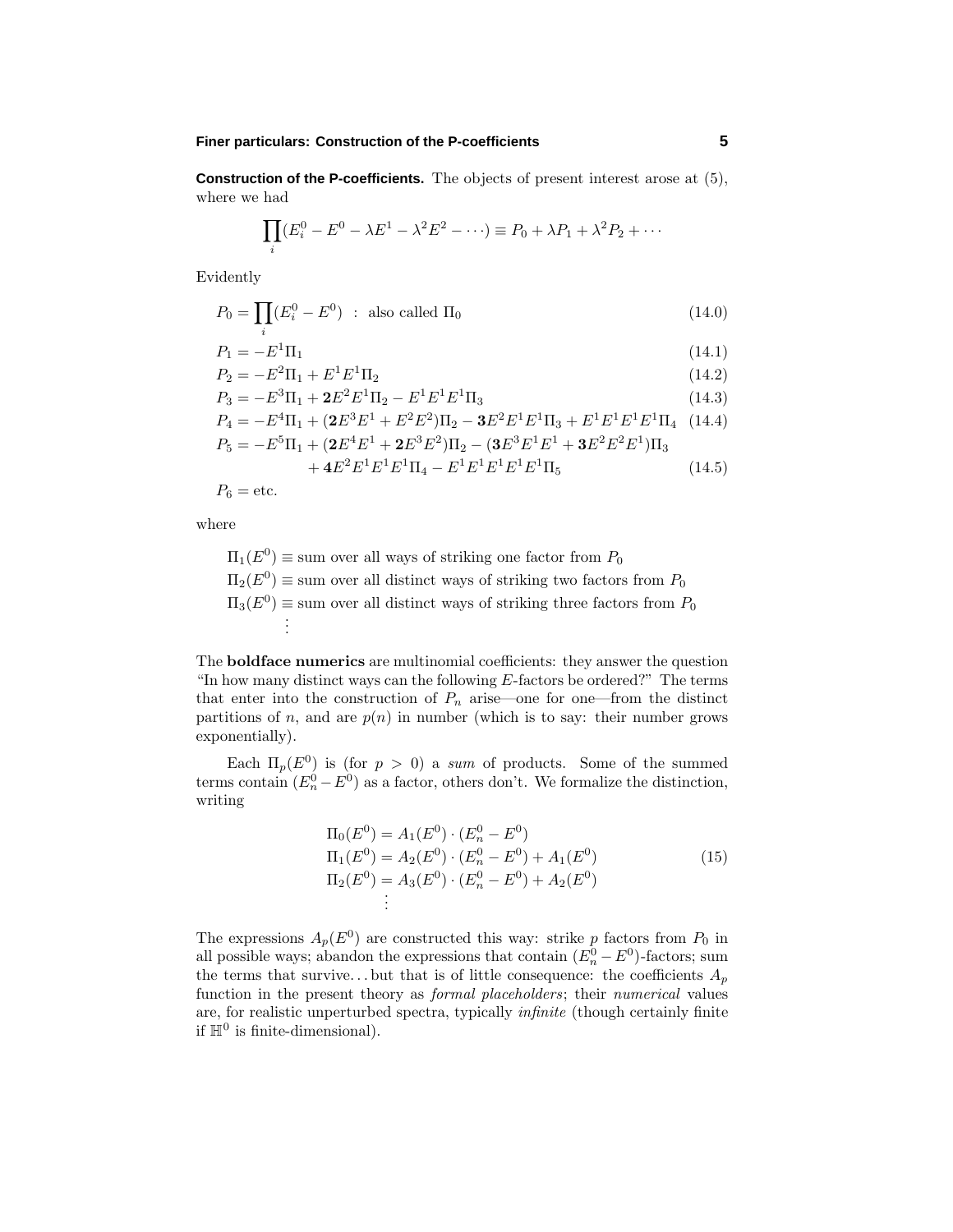**Construction of the P-coefficients.** The objects of present interest arose at (5), where we had

$$\prod_i (E_i^0 - E^0 - \lambda E^1 - \lambda^2 E^2 - \cdots) \equiv P_0 + \lambda P_1 + \lambda^2 P_2 + \cdots$$

Evidently

$$P_0 = \prod_i (E_i^0 - E^0) \;\;:\;\; \text{also called } \Pi_0 \tag{14.0}$$

$$P_1 = -E^1\Pi_1 \tag{14.1}$$

$$P_2 = -E^2\Pi_1 + E^1E^1\Pi_2 \tag{14.2}$$

$$P_3 = -E^3\Pi_1 + \mathbf{2}E^2E^1\Pi_2 - E^1E^1E^1\Pi_3 \tag{14.3}$$

$$P_4 = -E^4\Pi_1 + (\mathbf{2}E^3E^1 + E^2E^2)\Pi_2 - \mathbf{3}E^2E^1E^1\Pi_3 + E^1E^1E^1E^1\Pi_4 \tag{14.4}$$

$$\begin{aligned} P_5 = &-E^5\Pi_1 + (\mathbf{2}E^4E^1 + \mathbf{2}E^3E^2)\Pi_2 - (\mathbf{3}E^3E^1E^1 + \mathbf{3}E^2E^2E^1)\Pi_3 \\ &+ \mathbf{4}E^2E^1E^1E^1\Pi_4 - E^1E^1E^1E^1E^1\Pi_5 \end{aligned} \tag{14.5}$$

$$P_6 = \text{etc.}$$

where

$\Pi_1(E^0) \equiv$ sum over all ways of striking one factor from $P_0$
$\Pi_2(E^0) \equiv$ sum over all distinct ways of striking two factors from $P_0$
$\Pi_3(E^0) \equiv$ sum over all distinct ways of striking three factors from $P_0$
$\vdots$

The **boldface numerics** are multinomial coefficients: they answer the question "In how many distinct ways can the following $E$-factors be ordered?" The terms that enter into the construction of $P_n$ arise—one for one—from the distinct partitions of $n$, and are $p(n)$ in number (which is to say: their number grows exponentially).

Each $\Pi_p(E^0)$ is (for $p > 0$) a *sum* of products. Some of the summed terms contain $(E_n^0 - E^0)$ as a factor, others don't. We formalize the distinction, writing

$$\begin{aligned} \Pi_0(E^0) &= A_1(E^0)\cdot(E_n^0 - E^0) \\ \Pi_1(E^0) &= A_2(E^0)\cdot(E_n^0 - E^0) + A_1(E^0) \\ \Pi_2(E^0) &= A_3(E^0)\cdot(E_n^0 - E^0) + A_2(E^0) \\ &\;\;\vdots \end{aligned} \tag{15}$$

The expressions $A_p(E^0)$ are constructed this way: strike $p$ factors from $P_0$ in all possible ways; abandon the expressions that contain $(E_n^0 - E^0)$-factors; sum the terms that survive. . . but that is of little consequence: the coefficients $A_p$ function in the present theory as *formal placeholders*; their *numerical* values are, for realistic unperturbed spectra, typically *infinite* (though certainly finite if $\mathbb{H}^0$ is finite-dimensional).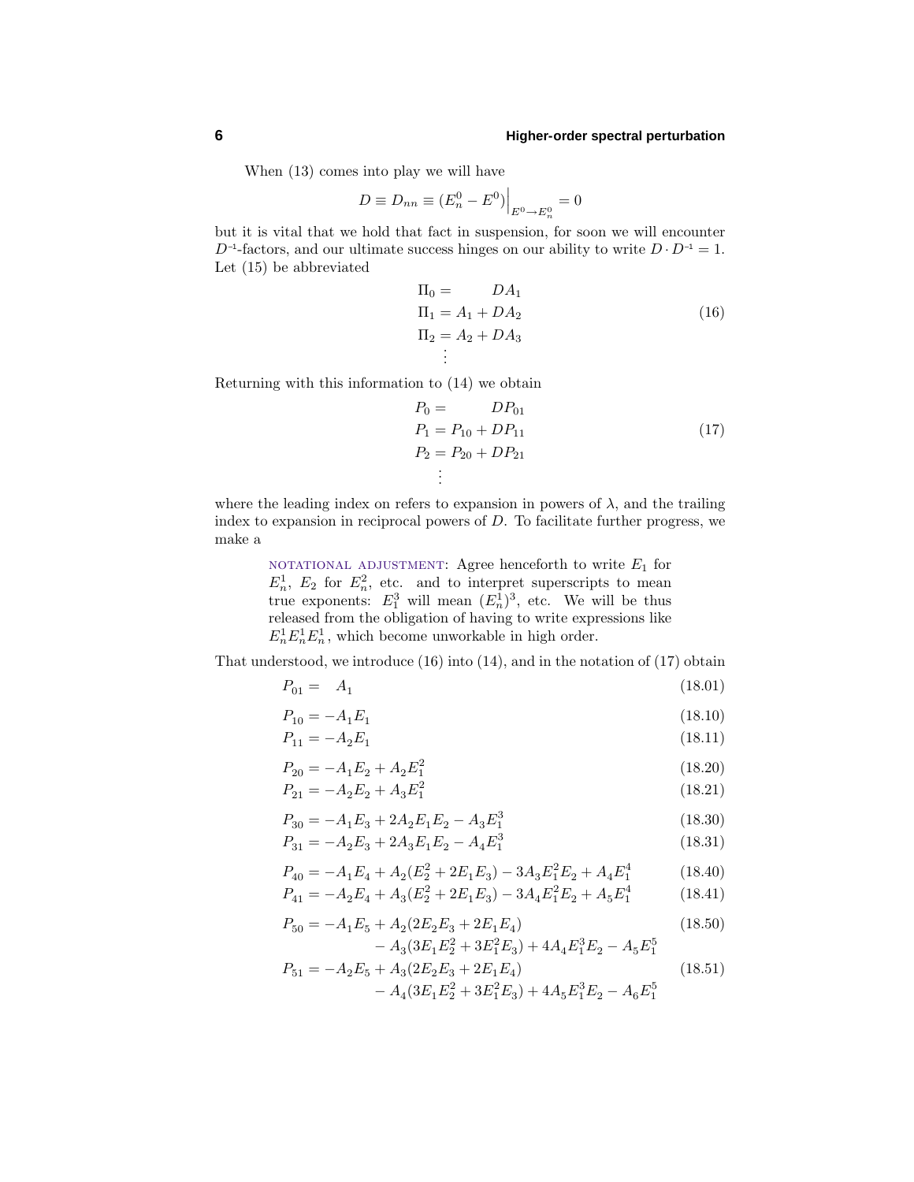When (13) comes into play we will have

$$D \equiv D_{nn} \equiv (E_n^0 - E^0)\Big|_{E^0 \to E_n^0} = 0$$

but it is vital that we hold that fact in suspension, for soon we will encounter $D^{-1}$-factors, and our ultimate success hinges on our ability to write $D \cdot D^{-1} = 1$. Let (15) be abbreviated

$$\begin{aligned}
\Pi_0 &= \phantom{A_1 +{}} DA_1 \\
\Pi_1 &= A_1 + DA_2 \\
\Pi_2 &= A_2 + DA_3 \\
&\;\;\vdots
\end{aligned} \tag{16}$$

Returning with this information to (14) we obtain

$$\begin{aligned}
P_0 &= \phantom{P_{10} +{}} DP_{01} \\
P_1 &= P_{10} + DP_{11} \\
P_2 &= P_{20} + DP_{21} \\
&\;\;\vdots
\end{aligned} \tag{17}$$

where the leading index on refers to expansion in powers of $\lambda$, and the trailing index to expansion in reciprocal powers of $D$. To facilitate further progress, we make a

> NOTATIONAL ADJUSTMENT: Agree henceforth to write $E_1$ for $E_n^1$, $E_2$ for $E_n^2$, etc. and to interpret superscripts to mean true exponents: $E_1^3$ will mean $(E_n^1)^3$, etc. We will be thus released from the obligation of having to write expressions like $E_n^1 E_n^1 E_n^1$, which become unworkable in high order.

That understood, we introduce (16) into (14), and in the notation of (17) obtain

$$P_{01} = \phantom{-}A_1 \tag{18.01}$$

$$P_{10} = -A_1 E_1 \tag{18.10}$$

$$P_{11} = -A_2 E_1 \tag{18.11}$$

$$P_{20} = -A_1 E_2 + A_2 E_1^2 \tag{18.20}$$

$$P_{21} = -A_2 E_2 + A_3 E_1^2 \tag{18.21}$$

$$P_{30} = -A_1 E_3 + 2A_2 E_1 E_2 - A_3 E_1^3 \tag{18.30}$$

$$P_{31} = -A_2 E_3 + 2A_3 E_1 E_2 - A_4 E_1^3 \tag{18.31}$$

$$P_{40} = -A_1 E_4 + A_2(E_2^2 + 2E_1 E_3) - 3A_3 E_1^2 E_2 + A_4 E_1^4 \tag{18.40}$$

$$P_{41} = -A_2 E_4 + A_3(E_2^2 + 2E_1 E_3) - 3A_4 E_1^2 E_2 + A_5 E_1^4 \tag{18.41}$$

$$\begin{aligned}
P_{50} = -A_1 E_5 &+ A_2(2E_2 E_3 + 2E_1 E_4) \\
&- A_3(3E_1 E_2^2 + 3E_1^2 E_3) + 4A_4 E_1^3 E_2 - A_5 E_1^5
\end{aligned} \tag{18.50}$$

$$\begin{aligned}
P_{51} = -A_2 E_5 &+ A_3(2E_2 E_3 + 2E_1 E_4) \\
&- A_4(3E_1 E_2^2 + 3E_1^2 E_3) + 4A_5 E_1^3 E_2 - A_6 E_1^5
\end{aligned} \tag{18.51}$$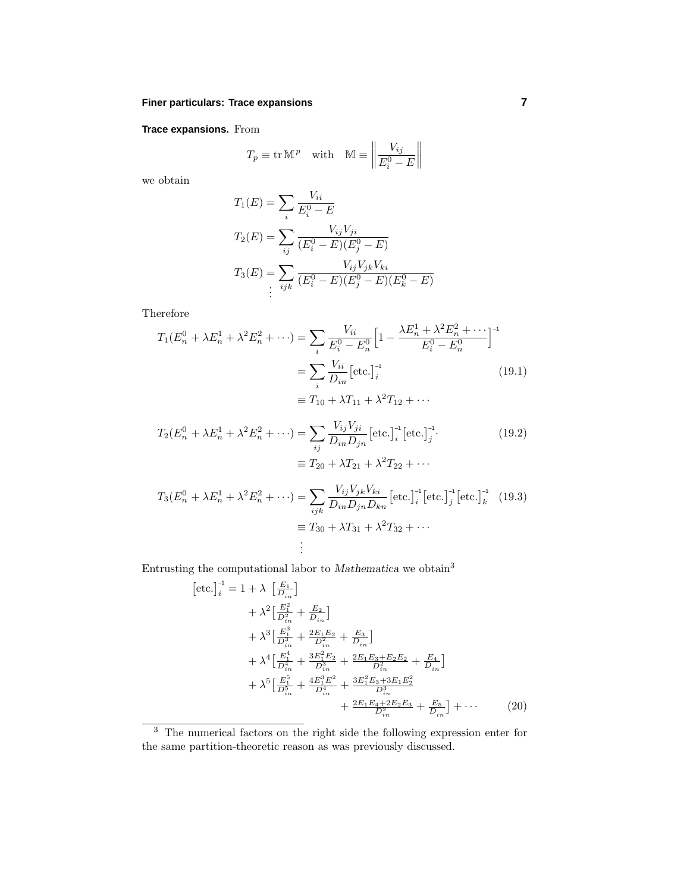**Trace expansions.** From

$$T_p \equiv \operatorname{tr} \mathbb{M}^p \quad \text{with} \quad \mathbb{M} \equiv \left\| \frac{V_{ij}}{E_i^0 - E} \right\|$$

we obtain

$$\begin{aligned}
T_1(E) &= \sum_i \frac{V_{ii}}{E_i^0 - E} \\
T_2(E) &= \sum_{ij} \frac{V_{ij}V_{ji}}{(E_i^0 - E)(E_j^0 - E)} \\
T_3(E) &= \sum_{ijk} \frac{V_{ij}V_{jk}V_{ki}}{(E_i^0 - E)(E_j^0 - E)(E_k^0 - E)} \\
&\vdots
\end{aligned}$$

Therefore

$$\begin{aligned}
T_1(E_n^0 + \lambda E_n^1 + \lambda^2 E_n^2 + \cdots) &= \sum_i \frac{V_{ii}}{E_i^0 - E_n^0} \Big[ 1 - \frac{\lambda E_n^1 + \lambda^2 E_n^2 + \cdots}{E_i^0 - E_n^0} \Big]^{-1} \\
&= \sum_i \frac{V_{ii}}{D_{in}} \big[\text{etc.}\big]_i^{-1} \qquad (19.1) \\
&\equiv T_{10} + \lambda T_{11} + \lambda^2 T_{12} + \cdots
\end{aligned}$$

$$\begin{aligned}
T_2(E_n^0 + \lambda E_n^1 + \lambda^2 E_n^2 + \cdots) &= \sum_{ij} \frac{V_{ij}V_{ji}}{D_{in}D_{jn}} \big[\text{etc.}\big]_i^{-1} \big[\text{etc.}\big]_j^{-1}. \qquad (19.2) \\
&\equiv T_{20} + \lambda T_{21} + \lambda^2 T_{22} + \cdots
\end{aligned}$$

$$\begin{aligned}
T_3(E_n^0 + \lambda E_n^1 + \lambda^2 E_n^2 + \cdots) &= \sum_{ijk} \frac{V_{ij}V_{jk}V_{ki}}{D_{in}D_{jn}D_{kn}} \big[\text{etc.}\big]_i^{-1} \big[\text{etc.}\big]_j^{-1} \big[\text{etc.}\big]_k^{-1} \qquad (19.3) \\
&\equiv T_{30} + \lambda T_{31} + \lambda^2 T_{32} + \cdots \\
&\vdots
\end{aligned}$$

Entrusting the computational labor to *Mathematica* we obtain[3]

$$\begin{aligned}
\big[\text{etc.}\big]_i^{-1} = 1 &+ \lambda \; \big[ \tfrac{E_1}{D_{in}} \big] \\
&+ \lambda^2 \big[ \tfrac{E_1^2}{D_{in}^2} + \tfrac{E_2}{D_{in}} \big] \\
&+ \lambda^3 \big[ \tfrac{E_1^3}{D_{in}^3} + \tfrac{2E_1E_2}{D_{in}^2} + \tfrac{E_3}{D_{in}} \big] \\
&+ \lambda^4 \big[ \tfrac{E_1^4}{D_{in}^4} + \tfrac{3E_1^2E_2}{D_{in}^3} + \tfrac{2E_1E_3 + E_2E_2}{D_{in}^2} + \tfrac{E_4}{D_{in}} \big] \\
&+ \lambda^5 \big[ \tfrac{E_1^5}{D_{in}^5} + \tfrac{4E_1^3E^2}{D_{in}^4} + \tfrac{3E_1^2E_3 + 3E_1E_2^2}{D_{in}^3} \\
&\qquad\qquad + \tfrac{2E_1E_4 + 2E_2E_3}{D_{in}^2} + \tfrac{E_5}{D_{in}} \big] + \cdots \qquad (20)
\end{aligned}$$

---

[3] The numerical factors on the right side the following expression enter for the same partition-theoretic reason as was previously discussed.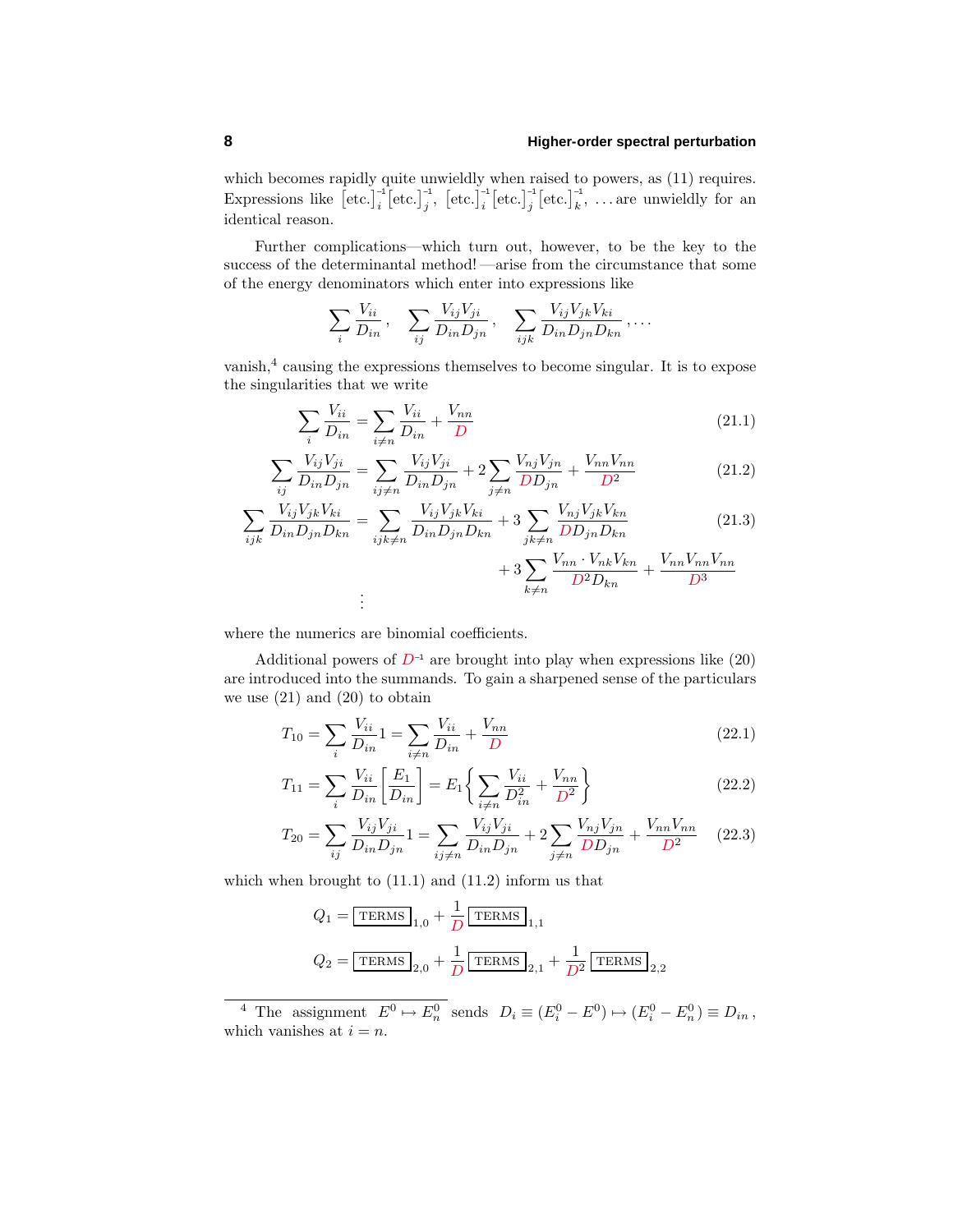which becomes rapidly quite unwieldly when raised to powers, as (11) requires. Expressions like $\big[\text{etc.}\big]_i^{-1}\big[\text{etc.}\big]_j^{-1}$, $\big[\text{etc.}\big]_i^{-1}\big[\text{etc.}\big]_j^{-1}\big[\text{etc.}\big]_k^{-1}$, ... are unwieldly for an identical reason.

Further complications—which turn out, however, to be the key to the success of the determinantal method!—arise from the circumstance that some of the energy denominators which enter into expressions like

$$\sum_i \frac{V_{ii}}{D_{in}}\,, \quad \sum_{ij} \frac{V_{ij}V_{ji}}{D_{in}D_{jn}}\,, \quad \sum_{ijk} \frac{V_{ij}V_{jk}V_{ki}}{D_{in}D_{jn}D_{kn}}\,, \ldots$$

vanish,[4] causing the expressions themselves to become singular. It is to expose the singularities that we write

$$\sum_i \frac{V_{ii}}{D_{in}} = \sum_{i\neq n} \frac{V_{ii}}{D_{in}} + \frac{V_{nn}}{D} \tag{21.1}$$

$$\sum_{ij} \frac{V_{ij}V_{ji}}{D_{in}D_{jn}} = \sum_{ij\neq n} \frac{V_{ij}V_{ji}}{D_{in}D_{jn}} + 2\sum_{j\neq n} \frac{V_{nj}V_{jn}}{DD_{jn}} + \frac{V_{nn}V_{nn}}{D^2} \tag{21.2}$$

$$\begin{aligned}\sum_{ijk} \frac{V_{ij}V_{jk}V_{ki}}{D_{in}D_{jn}D_{kn}} &= \sum_{ijk\neq n} \frac{V_{ij}V_{jk}V_{ki}}{D_{in}D_{jn}D_{kn}} + 3\sum_{jk\neq n} \frac{V_{nj}V_{jk}V_{kn}}{DD_{jn}D_{kn}} \\ &\qquad + 3\sum_{k\neq n} \frac{V_{nn}\cdot V_{nk}V_{kn}}{D^2D_{kn}} + \frac{V_{nn}V_{nn}V_{nn}}{D^3}\end{aligned} \tag{21.3}$$

$$\vdots$$

where the numerics are binomial coefficients.

Additional powers of $D^{-1}$ are brought into play when expressions like (20) are introduced into the summands. To gain a sharpened sense of the particulars we use (21) and (20) to obtain

$$T_{10} = \sum_i \frac{V_{ii}}{D_{in}} 1 = \sum_{i\neq n} \frac{V_{ii}}{D_{in}} + \frac{V_{nn}}{D} \tag{22.1}$$

$$T_{11} = \sum_i \frac{V_{ii}}{D_{in}} \left[\frac{E_1}{D_{in}}\right] = E_1\left\{\sum_{i\neq n} \frac{V_{ii}}{D_{in}^2} + \frac{V_{nn}}{D^2}\right\} \tag{22.2}$$

$$T_{20} = \sum_{ij} \frac{V_{ij}V_{ji}}{D_{in}D_{jn}} 1 = \sum_{ij\neq n} \frac{V_{ij}V_{ji}}{D_{in}D_{jn}} + 2\sum_{j\neq n} \frac{V_{nj}V_{jn}}{DD_{jn}} + \frac{V_{nn}V_{nn}}{D^2} \tag{22.3}$$

which when brought to (11.1) and (11.2) inform us that

$$Q_1 = \boxed{\text{TERMS}}_{1,0} + \frac{1}{D}\boxed{\text{TERMS}}_{1,1}$$

$$Q_2 = \boxed{\text{TERMS}}_{2,0} + \frac{1}{D}\boxed{\text{TERMS}}_{2,1} + \frac{1}{D^2}\boxed{\text{TERMS}}_{2,2}$$

---

[4] The assignment $E^0 \mapsto E_n^0$ sends $D_i \equiv (E_i^0 - E^0) \mapsto (E_i^0 - E_n^0) \equiv D_{in}$, which vanishes at $i = n$.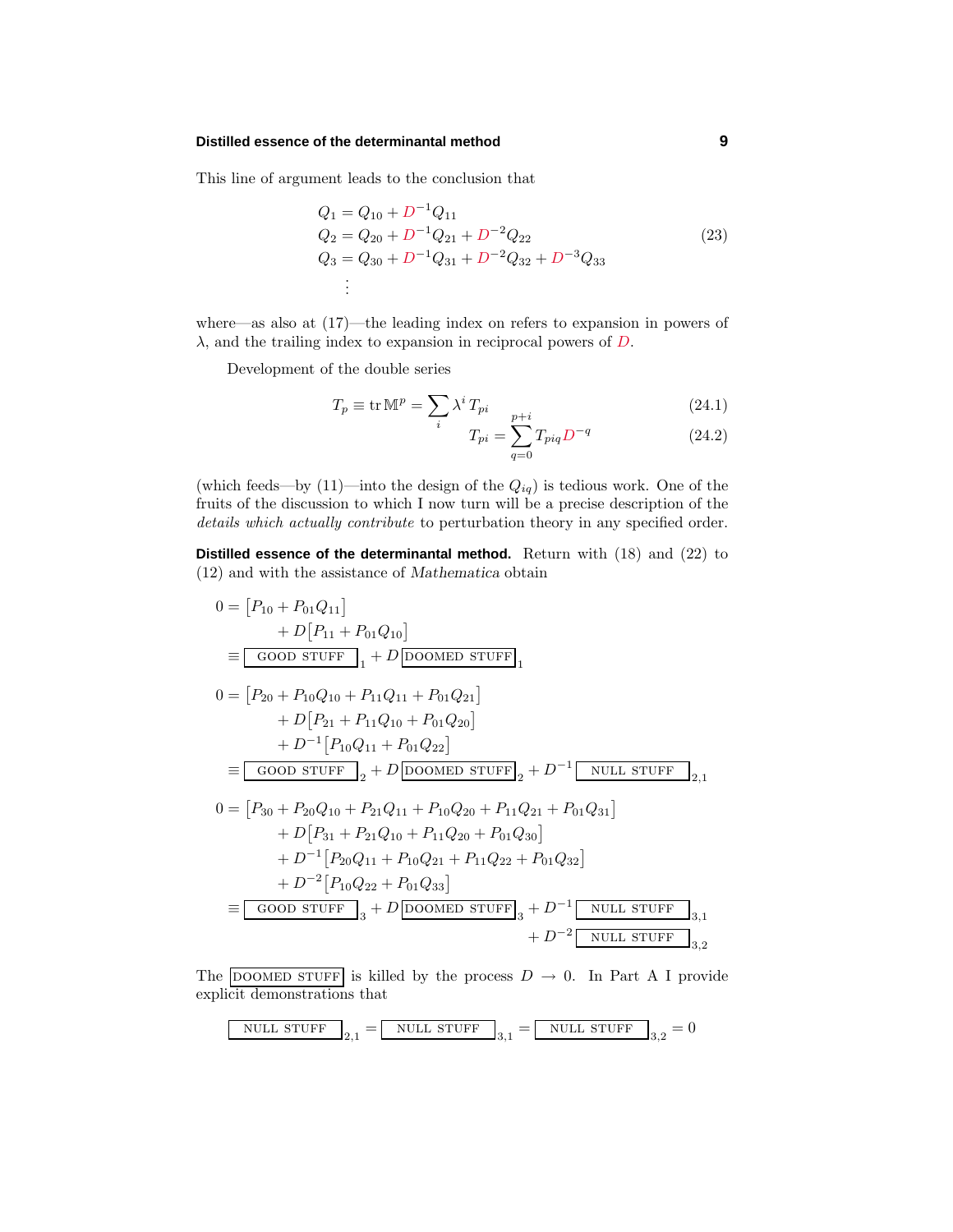This line of argument leads to the conclusion that

$$
\begin{aligned}
Q_1 &= Q_{10} + D^{-1}Q_{11} \\
Q_2 &= Q_{20} + D^{-1}Q_{21} + D^{-2}Q_{22} \\
Q_3 &= Q_{30} + D^{-1}Q_{31} + D^{-2}Q_{32} + D^{-3}Q_{33} \\
&\;\vdots
\end{aligned}
\tag{23}
$$

where—as also at (17)—the leading index on refers to expansion in powers of $\lambda$, and the trailing index to expansion in reciprocal powers of $D$.

Development of the double series

$$
T_p \equiv \operatorname{tr} \mathbb{M}^p = \sum_i \lambda^i T_{pi} \tag{24.1}
$$

$$
T_{pi} = \sum_{q=0}^{p+i} T_{piq} D^{-q} \tag{24.2}
$$

(which feeds—by (11)—into the design of the $Q_{iq}$) is tedious work. One of the fruits of the discussion to which I now turn will be a precise description of the *details which actually contribute* to perturbation theory in any specified order.

**Distilled essence of the determinantal method.** Return with (18) and (22) to (12) and with the assistance of *Mathematica* obtain

$$
\begin{aligned}
0 &= \big[P_{10} + P_{01}Q_{11}\big] \\
&\quad + D\big[P_{11} + P_{01}Q_{10}\big] \\
&\equiv \boxed{\text{GOOD STUFF}}_1 + D\,\boxed{\text{DOOMED STUFF}}_1
\end{aligned}
$$

$$
\begin{aligned}
0 &= \big[P_{20} + P_{10}Q_{10} + P_{11}Q_{11} + P_{01}Q_{21}\big] \\
&\quad + D\big[P_{21} + P_{11}Q_{10} + P_{01}Q_{20}\big] \\
&\quad + D^{-1}\big[P_{10}Q_{11} + P_{01}Q_{22}\big] \\
&\equiv \boxed{\text{GOOD STUFF}}_2 + D\,\boxed{\text{DOOMED STUFF}}_2 + D^{-1}\,\boxed{\text{NULL STUFF}}_{2,1}
\end{aligned}
$$

$$
\begin{aligned}
0 &= \big[P_{30} + P_{20}Q_{10} + P_{21}Q_{11} + P_{10}Q_{20} + P_{11}Q_{21} + P_{01}Q_{31}\big] \\
&\quad + D\big[P_{31} + P_{21}Q_{10} + P_{11}Q_{20} + P_{01}Q_{30}\big] \\
&\quad + D^{-1}\big[P_{20}Q_{11} + P_{10}Q_{21} + P_{11}Q_{22} + P_{01}Q_{32}\big] \\
&\quad + D^{-2}\big[P_{10}Q_{22} + P_{01}Q_{33}\big] \\
&\equiv \boxed{\text{GOOD STUFF}}_3 + D\,\boxed{\text{DOOMED STUFF}}_3 + D^{-1}\,\boxed{\text{NULL STUFF}}_{3,1} \\
&\qquad\qquad + D^{-2}\,\boxed{\text{NULL STUFF}}_{3,2}
\end{aligned}
$$

The $\boxed{\text{DOOMED STUFF}}$ is killed by the process $D \to 0$. In Part A I provide explicit demonstrations that

$$
\boxed{\text{NULL STUFF}}_{2,1} = \boxed{\text{NULL STUFF}}_{3,1} = \boxed{\text{NULL STUFF}}_{3,2} = 0
$$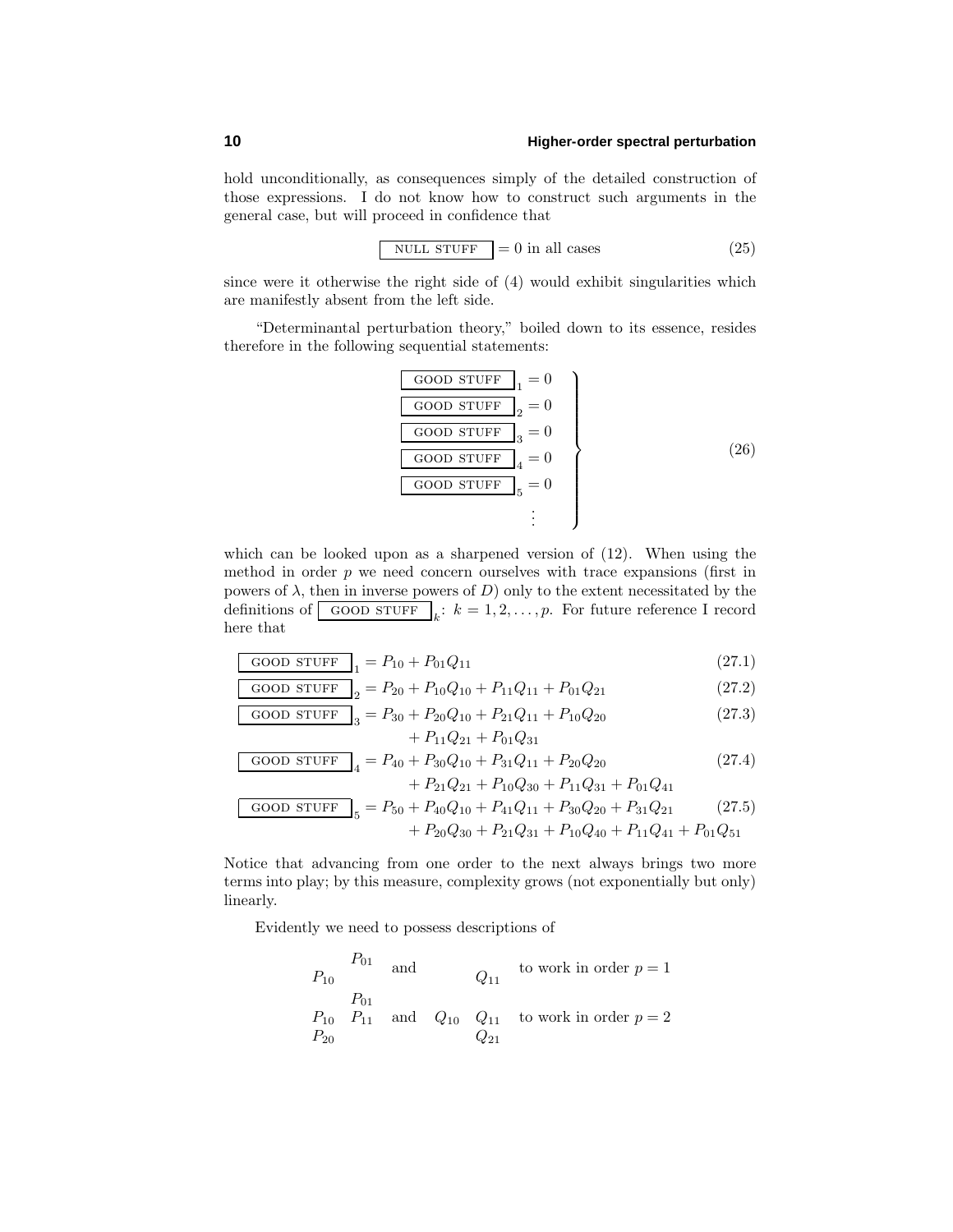hold unconditionally, as consequences simply of the detailed construction of those expressions. I do not know how to construct such arguments in the general case, but will proceed in confidence that

$$\boxed{\text{NULL STUFF}} = 0 \text{ in all cases} \tag{25}$$

since were it otherwise the right side of (4) would exhibit singularities which are manifestly absent from the left side.

"Determinantal perturbation theory," boiled down to its essence, resides therefore in the following sequential statements:

$$\left.\begin{array}{l}
\boxed{\text{GOOD STUFF}}_1 = 0\\
\boxed{\text{GOOD STUFF}}_2 = 0\\
\boxed{\text{GOOD STUFF}}_3 = 0\\
\boxed{\text{GOOD STUFF}}_4 = 0\\
\boxed{\text{GOOD STUFF}}_5 = 0\\
\qquad\qquad\vdots
\end{array}\right\} \tag{26}$$

which can be looked upon as a sharpened version of (12). When using the method in order $p$ we need concern ourselves with trace expansions (first in powers of $\lambda$, then in inverse powers of $D$) only to the extent necessitated by the definitions of $\boxed{\text{GOOD STUFF}}_k$: $k = 1, 2, \ldots, p$. For future reference I record here that

$$\boxed{\text{GOOD STUFF}}_1 = P_{10} + P_{01}Q_{11} \tag{27.1}$$

$$\boxed{\text{GOOD STUFF}}_2 = P_{20} + P_{10}Q_{10} + P_{11}Q_{11} + P_{01}Q_{21} \tag{27.2}$$

$$\begin{aligned}\boxed{\text{GOOD STUFF}}_3 = P_{30} &+ P_{20}Q_{10} + P_{21}Q_{11} + P_{10}Q_{20}\\ &+ P_{11}Q_{21} + P_{01}Q_{31}\end{aligned} \tag{27.3}$$

$$\begin{aligned}\boxed{\text{GOOD STUFF}}_4 = P_{40} &+ P_{30}Q_{10} + P_{31}Q_{11} + P_{20}Q_{20}\\ &+ P_{21}Q_{21} + P_{10}Q_{30} + P_{11}Q_{31} + P_{01}Q_{41}\end{aligned} \tag{27.4}$$

$$\begin{aligned}\boxed{\text{GOOD STUFF}}_5 = P_{50} &+ P_{40}Q_{10} + P_{41}Q_{11} + P_{30}Q_{20} + P_{31}Q_{21}\\ &+ P_{20}Q_{30} + P_{21}Q_{31} + P_{10}Q_{40} + P_{11}Q_{41} + P_{01}Q_{51}\end{aligned} \tag{27.5}$$

Notice that advancing from one order to the next always brings two more terms into play; by this measure, complexity grows (not exponentially but only) linearly.

Evidently we need to possess descriptions of

$$\begin{array}{ccccccl}
 & P_{01} & & & & & \\
P_{10} & & \text{and} & & Q_{11} & & \text{to work in order } p=1\\
 & P_{01} & & & & & \\
P_{10} & P_{11} & \text{and} & Q_{10} & Q_{11} & & \text{to work in order } p=2\\
P_{20} & & & & Q_{21} & &
\end{array}$$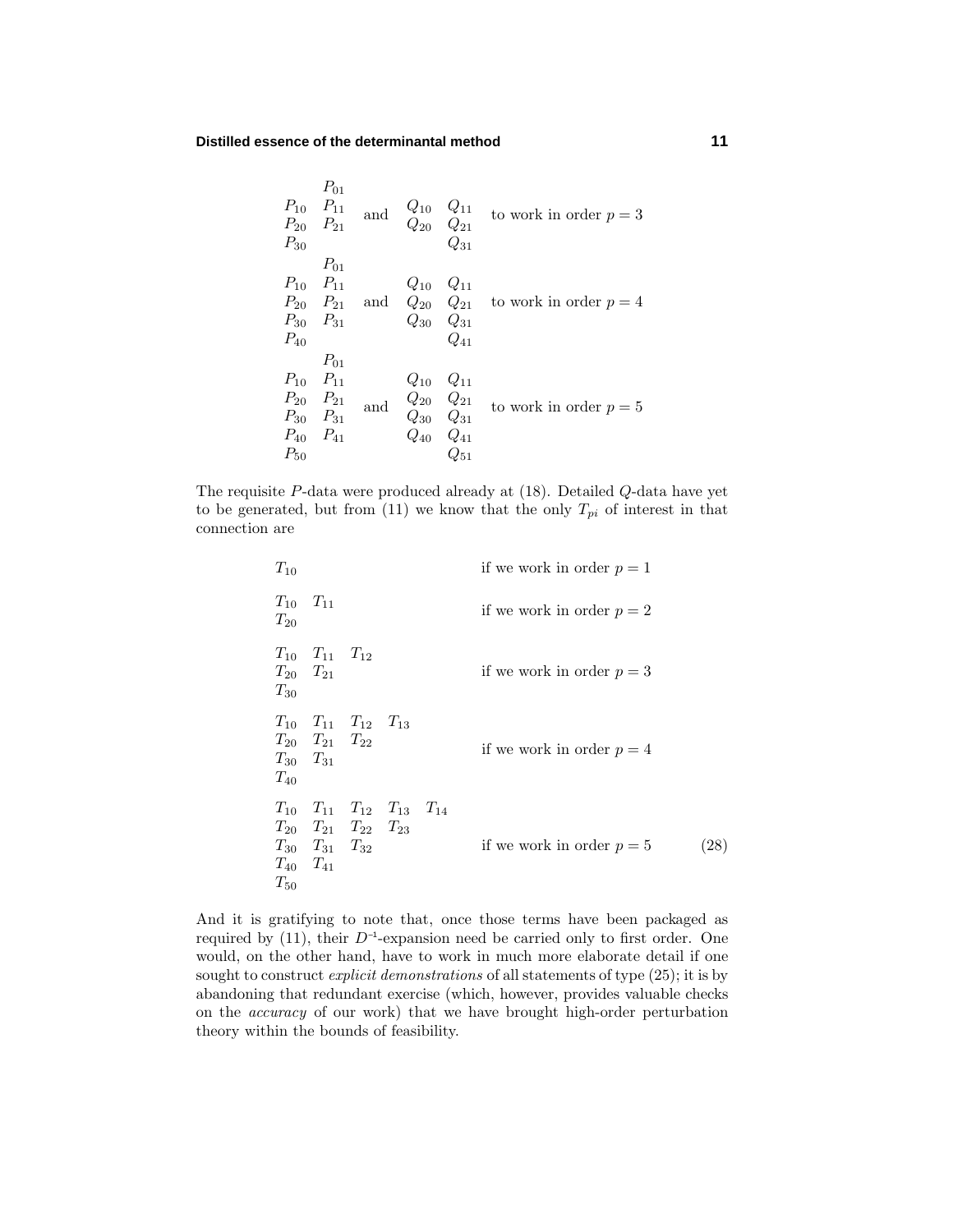$$
\begin{array}{ll}
 & P_{01} \\
P_{10} & P_{11} \\
P_{20} & P_{21} \\
P_{30} &
\end{array}
\quad \text{and} \quad
\begin{array}{ll}
 & \\
Q_{10} & Q_{11} \\
Q_{20} & Q_{21} \\
 & Q_{31}
\end{array}
\quad \text{to work in order } p = 3
$$

$$
\begin{array}{ll}
 & P_{01} \\
P_{10} & P_{11} \\
P_{20} & P_{21} \\
P_{30} & P_{31} \\
P_{40} &
\end{array}
\quad \text{and} \quad
\begin{array}{ll}
 & \\
Q_{10} & Q_{11} \\
Q_{20} & Q_{21} \\
Q_{30} & Q_{31} \\
 & Q_{41}
\end{array}
\quad \text{to work in order } p = 4
$$

$$
\begin{array}{ll}
 & P_{01} \\
P_{10} & P_{11} \\
P_{20} & P_{21} \\
P_{30} & P_{31} \\
P_{40} & P_{41} \\
P_{50} &
\end{array}
\quad \text{and} \quad
\begin{array}{ll}
 & \\
Q_{10} & Q_{11} \\
Q_{20} & Q_{21} \\
Q_{30} & Q_{31} \\
Q_{40} & Q_{41} \\
 & Q_{51}
\end{array}
\quad \text{to work in order } p = 5
$$

The requisite $P$-data were produced already at (18). Detailed $Q$-data have yet to be generated, but from (11) we know that the only $T_{pi}$ of interest in that connection are

$$
\begin{array}{lllll}
T_{10} & & & & \\
\end{array}
\qquad \text{if we work in order } p = 1
$$

$$
\begin{array}{ll}
T_{10} & T_{11} \\
T_{20} &
\end{array}
\qquad \text{if we work in order } p = 2
$$

$$
\begin{array}{lll}
T_{10} & T_{11} & T_{12} \\
T_{20} & T_{21} & \\
T_{30} & &
\end{array}
\qquad \text{if we work in order } p = 3
$$

$$
\begin{array}{llll}
T_{10} & T_{11} & T_{12} & T_{13} \\
T_{20} & T_{21} & T_{22} & \\
T_{30} & T_{31} & & \\
T_{40} & & &
\end{array}
\qquad \text{if we work in order } p = 4
$$

$$
\begin{array}{lllll}
T_{10} & T_{11} & T_{12} & T_{13} & T_{14} \\
T_{20} & T_{21} & T_{22} & T_{23} & \\
T_{30} & T_{31} & T_{32} & & \\
T_{40} & T_{41} & & & \\
T_{50} & & & &
\end{array}
\qquad \text{if we work in order } p = 5 \tag{28}
$$

And it is gratifying to note that, once those terms have been packaged as required by (11), their $D^{-1}$-expansion need be carried only to first order. One would, on the other hand, have to work in much more elaborate detail if one sought to construct *explicit demonstrations* of all statements of type (25); it is by abandoning that redundant exercise (which, however, provides valuable checks on the *accuracy* of our work) that we have brought high-order perturbation theory within the bounds of feasibility.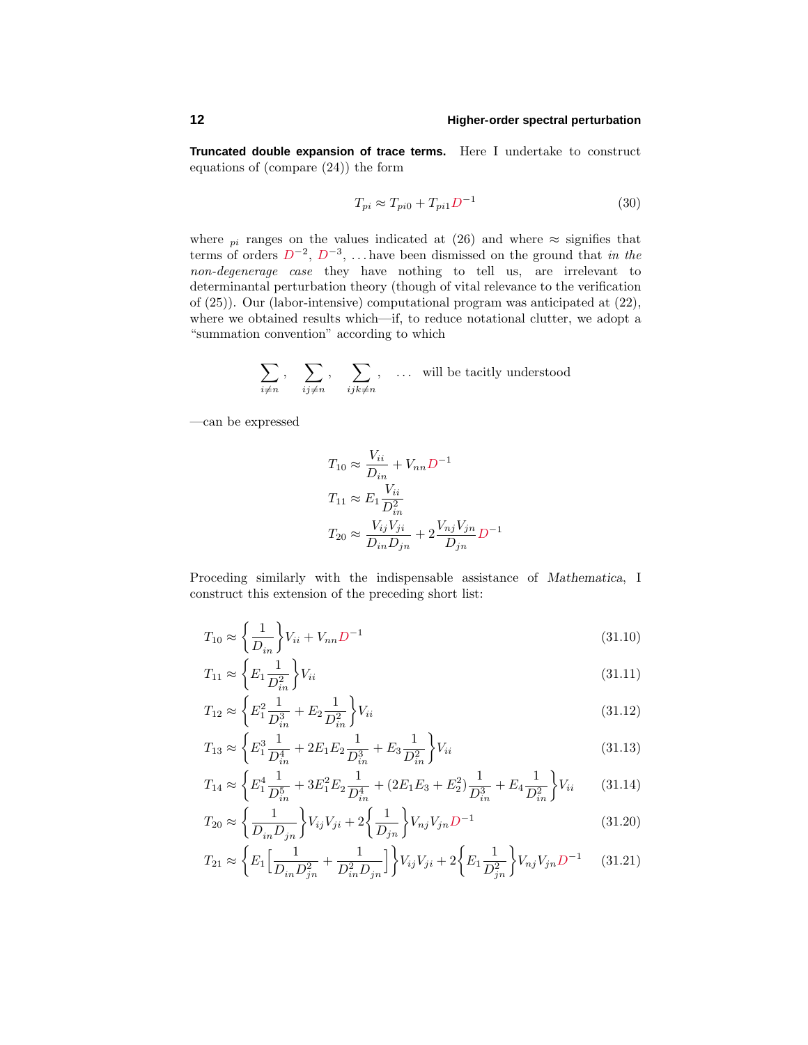**Truncated double expansion of trace terms.** Here I undertake to construct equations of (compare (24)) the form

$$T_{pi} \approx T_{pi0} + T_{pi1} D^{-1} \tag{30}$$

where $_{pi}$ ranges on the values indicated at (26) and where $\approx$ signifies that terms of orders $D^{-2}$, $D^{-3}$, ... have been dismissed on the ground that *in the non-degenerage case* they have nothing to tell us, are irrelevant to determinantal perturbation theory (though of vital relevance to the verification of (25)). Our (labor-intensive) computational program was anticipated at (22), where we obtained results which—if, to reduce notational clutter, we adopt a "summation convention" according to which

$$\sum_{i\neq n}, \quad \sum_{ij\neq n}, \quad \sum_{ijk\neq n}, \quad \ldots \quad \text{will be tacitly understood}$$

—can be expressed

$$\begin{aligned}
T_{10} &\approx \frac{V_{ii}}{D_{in}} + V_{nn} D^{-1} \\
T_{11} &\approx E_1 \frac{V_{ii}}{D_{in}^2} \\
T_{20} &\approx \frac{V_{ij}V_{ji}}{D_{in}D_{jn}} + 2\frac{V_{nj}V_{jn}}{D_{jn}} D^{-1}
\end{aligned}$$

Proceding similarly with the indispensable assistance of *Mathematica*, I construct this extension of the preceding short list:

$$T_{10} \approx \left\{ \frac{1}{D_{in}} \right\} V_{ii} + V_{nn} D^{-1} \tag{31.10}$$

$$T_{11} \approx \left\{ E_1 \frac{1}{D_{in}^2} \right\} V_{ii} \tag{31.11}$$

$$T_{12} \approx \left\{ E_1^2 \frac{1}{D_{in}^3} + E_2 \frac{1}{D_{in}^2} \right\} V_{ii} \tag{31.12}$$

$$T_{13} \approx \left\{ E_1^3 \frac{1}{D_{in}^4} + 2E_1E_2 \frac{1}{D_{in}^3} + E_3 \frac{1}{D_{in}^2} \right\} V_{ii} \tag{31.13}$$

$$T_{14} \approx \left\{ E_1^4 \frac{1}{D_{in}^5} + 3E_1^2E_2 \frac{1}{D_{in}^4} + (2E_1E_3 + E_2^2) \frac{1}{D_{in}^3} + E_4 \frac{1}{D_{in}^2} \right\} V_{ii} \tag{31.14}$$

$$T_{20} \approx \left\{ \frac{1}{D_{in}D_{jn}} \right\} V_{ij}V_{ji} + 2\left\{ \frac{1}{D_{jn}} \right\} V_{nj}V_{jn} D^{-1} \tag{31.20}$$

$$T_{21} \approx \left\{ E_1 \left[ \frac{1}{D_{in}D_{jn}^2} + \frac{1}{D_{in}^2 D_{jn}} \right] \right\} V_{ij}V_{ji} + 2\left\{ E_1 \frac{1}{D_{jn}^2} \right\} V_{nj}V_{jn} D^{-1} \tag{31.21}$$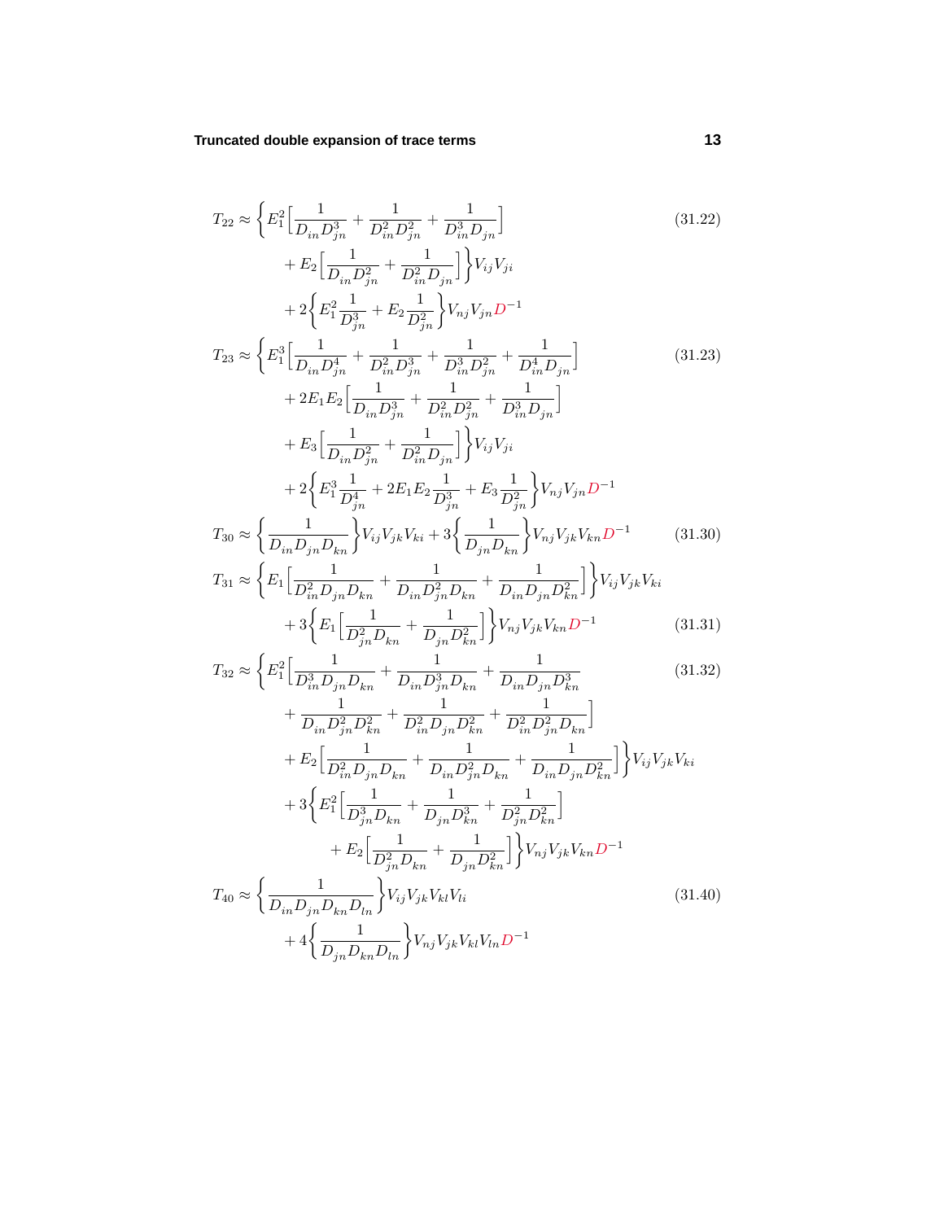$$
\begin{aligned}
T_{22} \approx \Big\{ & E_1^2 \Big[ \frac{1}{D_{in} D_{jn}^3} + \frac{1}{D_{in}^2 D_{jn}^2} + \frac{1}{D_{in}^3 D_{jn}} \Big] \\
& + E_2 \Big[ \frac{1}{D_{in} D_{jn}^2} + \frac{1}{D_{in}^2 D_{jn}} \Big] \Big\} V_{ij} V_{ji} \\
& + 2 \Big\{ E_1^2 \frac{1}{D_{jn}^3} + E_2 \frac{1}{D_{jn}^2} \Big\} V_{nj} V_{jn} D^{-1}
\end{aligned} \tag{31.22}
$$

$$
\begin{aligned}
T_{23} \approx \Big\{ & E_1^3 \Big[ \frac{1}{D_{in} D_{jn}^4} + \frac{1}{D_{in}^2 D_{jn}^3} + \frac{1}{D_{in}^3 D_{jn}^2} + \frac{1}{D_{in}^4 D_{jn}} \Big] \\
& + 2 E_1 E_2 \Big[ \frac{1}{D_{in} D_{jn}^3} + \frac{1}{D_{in}^2 D_{jn}^2} + \frac{1}{D_{in}^3 D_{jn}} \Big] \\
& + E_3 \Big[ \frac{1}{D_{in} D_{jn}^2} + \frac{1}{D_{in}^2 D_{jn}} \Big] \Big\} V_{ij} V_{ji} \\
& + 2 \Big\{ E_1^3 \frac{1}{D_{jn}^4} + 2 E_1 E_2 \frac{1}{D_{jn}^3} + E_3 \frac{1}{D_{jn}^2} \Big\} V_{nj} V_{jn} D^{-1}
\end{aligned} \tag{31.23}
$$

$$
T_{30} \approx \Big\{ \frac{1}{D_{in} D_{jn} D_{kn}} \Big\} V_{ij} V_{jk} V_{ki} + 3 \Big\{ \frac{1}{D_{jn} D_{kn}} \Big\} V_{nj} V_{jk} V_{kn} D^{-1} \tag{31.30}
$$

$$
\begin{aligned}
T_{31} \approx \Big\{ & E_1 \Big[ \frac{1}{D_{in}^2 D_{jn} D_{kn}} + \frac{1}{D_{in} D_{jn}^2 D_{kn}} + \frac{1}{D_{in} D_{jn} D_{kn}^2} \Big] \Big\} V_{ij} V_{jk} V_{ki} \\
& + 3 \Big\{ E_1 \Big[ \frac{1}{D_{jn}^2 D_{kn}} + \frac{1}{D_{jn} D_{kn}^2} \Big] \Big\} V_{nj} V_{jk} V_{kn} D^{-1}
\end{aligned} \tag{31.31}
$$

$$
\begin{aligned}
T_{32} \approx \Big\{ & E_1^2 \Big[ \frac{1}{D_{in}^3 D_{jn} D_{kn}} + \frac{1}{D_{in} D_{jn}^3 D_{kn}} + \frac{1}{D_{in} D_{jn} D_{kn}^3} \\
& + \frac{1}{D_{in} D_{jn}^2 D_{kn}^2} + \frac{1}{D_{in}^2 D_{jn} D_{kn}^2} + \frac{1}{D_{in}^2 D_{jn}^2 D_{kn}} \Big] \\
& + E_2 \Big[ \frac{1}{D_{in}^2 D_{jn} D_{kn}} + \frac{1}{D_{in} D_{jn}^2 D_{kn}} + \frac{1}{D_{in} D_{jn} D_{kn}^2} \Big] \Big\} V_{ij} V_{jk} V_{ki} \\
& + 3 \Big\{ E_1^2 \Big[ \frac{1}{D_{jn}^3 D_{kn}} + \frac{1}{D_{jn} D_{kn}^3} + \frac{1}{D_{jn}^2 D_{kn}^2} \Big] \\
& \qquad + E_2 \Big[ \frac{1}{D_{jn}^2 D_{kn}} + \frac{1}{D_{jn} D_{kn}^2} \Big] \Big\} V_{nj} V_{jk} V_{kn} D^{-1}
\end{aligned} \tag{31.32}
$$

$$
\begin{aligned}
T_{40} \approx \Big\{ & \frac{1}{D_{in} D_{jn} D_{kn} D_{ln}} \Big\} V_{ij} V_{jk} V_{kl} V_{li} \\
& + 4 \Big\{ \frac{1}{D_{jn} D_{kn} D_{ln}} \Big\} V_{nj} V_{jk} V_{kl} V_{ln} D^{-1}
\end{aligned} \tag{31.40}
$$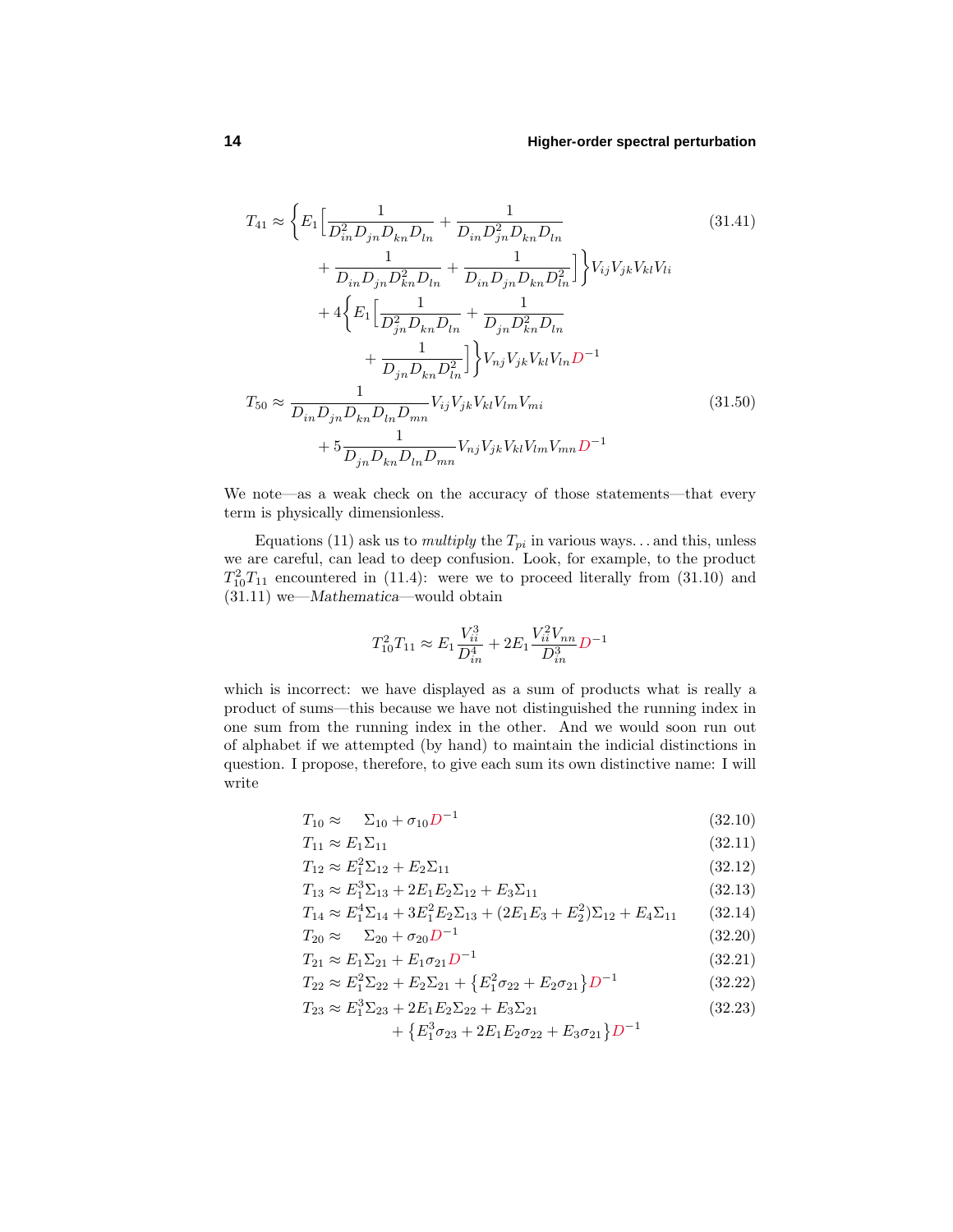$$
\begin{aligned}
T_{41} \approx \Big\{ E_1 \Big[ &\frac{1}{D_{in}^2 D_{jn} D_{kn} D_{ln}} + \frac{1}{D_{in} D_{jn}^2 D_{kn} D_{ln}} \\
&+ \frac{1}{D_{in} D_{jn} D_{kn}^2 D_{ln}} + \frac{1}{D_{in} D_{jn} D_{kn} D_{ln}^2} \Big] \Big\} V_{ij} V_{jk} V_{kl} V_{li} \\
&+ 4 \Big\{ E_1 \Big[ \frac{1}{D_{jn}^2 D_{kn} D_{ln}} + \frac{1}{D_{jn} D_{kn}^2 D_{ln}} \\
&\qquad + \frac{1}{D_{jn} D_{kn} D_{ln}^2} \Big] \Big\} V_{nj} V_{jk} V_{kl} V_{ln} D^{-1}
\end{aligned}
\tag{31.41}
$$

$$
\begin{aligned}
T_{50} \approx &\frac{1}{D_{in} D_{jn} D_{kn} D_{ln} D_{mn}} V_{ij} V_{jk} V_{kl} V_{lm} V_{mi} \\
&+ 5 \frac{1}{D_{jn} D_{kn} D_{ln} D_{mn}} V_{nj} V_{jk} V_{kl} V_{lm} V_{mn} D^{-1}
\end{aligned}
\tag{31.50}
$$

We note—as a weak check on the accuracy of those statements—that every term is physically dimensionless.

Equations (11) ask us to *multiply* the $T_{pi}$ in various ways. . . and this, unless we are careful, can lead to deep confusion. Look, for example, to the product $T_{10}^2 T_{11}$ encountered in (11.4): were we to proceed literally from (31.10) and (31.11) we—*Mathematica*—would obtain

$$
T_{10}^2 T_{11} \approx E_1 \frac{V_{ii}^3}{D_{in}^4} + 2E_1 \frac{V_{ii}^2 V_{nn}}{D_{in}^3} D^{-1}
$$

which is incorrect: we have displayed as a sum of products what is really a product of sums—this because we have not distinguished the running index in one sum from the running index in the other. And we would soon run out of alphabet if we attempted (by hand) to maintain the indicial distinctions in question. I propose, therefore, to give each sum its own distinctive name: I will write

$$
\begin{aligned}
T_{10} &\approx \quad \Sigma_{10} + \sigma_{10} D^{-1} && (32.10)\\
T_{11} &\approx E_1 \Sigma_{11} && (32.11)\\
T_{12} &\approx E_1^2 \Sigma_{12} + E_2 \Sigma_{11} && (32.12)\\
T_{13} &\approx E_1^3 \Sigma_{13} + 2E_1 E_2 \Sigma_{12} + E_3 \Sigma_{11} && (32.13)\\
T_{14} &\approx E_1^4 \Sigma_{14} + 3E_1^2 E_2 \Sigma_{13} + (2E_1 E_3 + E_2^2)\Sigma_{12} + E_4 \Sigma_{11} && (32.14)\\
T_{20} &\approx \quad \Sigma_{20} + \sigma_{20} D^{-1} && (32.20)\\
T_{21} &\approx E_1 \Sigma_{21} + E_1 \sigma_{21} D^{-1} && (32.21)\\
T_{22} &\approx E_1^2 \Sigma_{22} + E_2 \Sigma_{21} + \big\{ E_1^2 \sigma_{22} + E_2 \sigma_{21} \big\} D^{-1} && (32.22)\\
T_{23} &\approx E_1^3 \Sigma_{23} + 2E_1 E_2 \Sigma_{22} + E_3 \Sigma_{21} && (32.23)\\
&\qquad + \big\{ E_1^3 \sigma_{23} + 2E_1 E_2 \sigma_{22} + E_3 \sigma_{21} \big\} D^{-1}
\end{aligned}
$$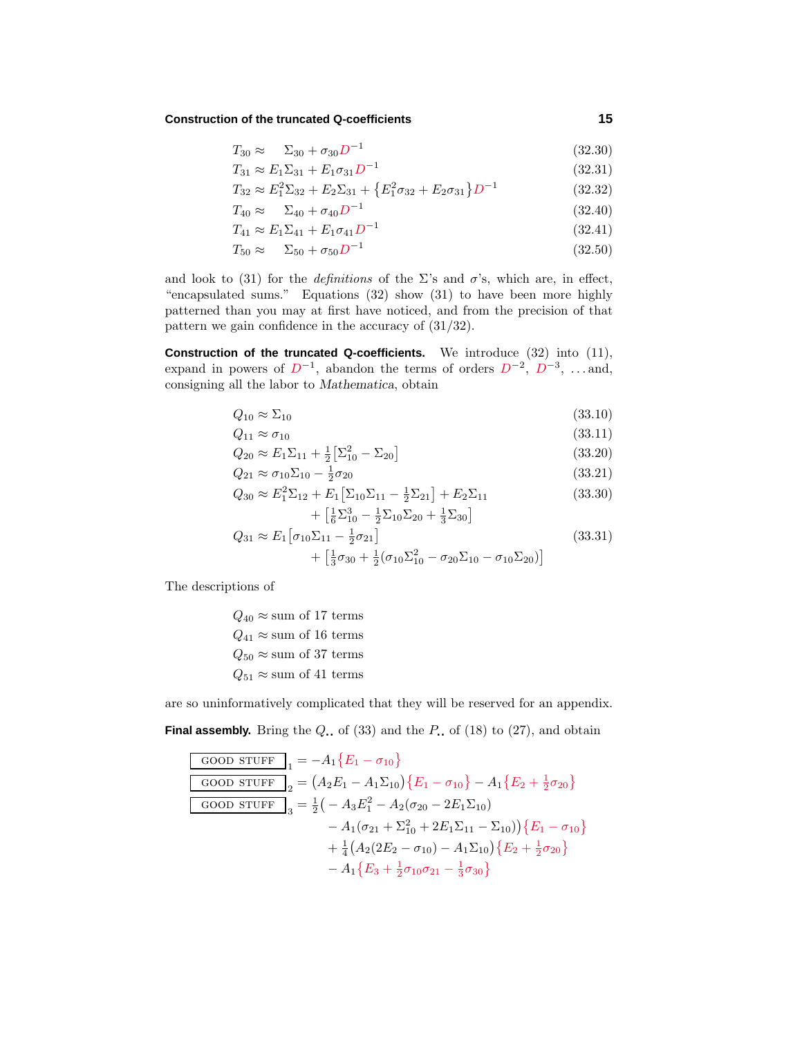$$T_{30} \approx \quad \Sigma_{30} + \sigma_{30} D^{-1} \tag{32.30}$$

$$T_{31} \approx E_1 \Sigma_{31} + E_1 \sigma_{31} D^{-1} \tag{32.31}$$

$$T_{32} \approx E_1^2 \Sigma_{32} + E_2 \Sigma_{31} + \big\{ E_1^2 \sigma_{32} + E_2 \sigma_{31} \big\} D^{-1} \tag{32.32}$$

$$T_{40} \approx \quad \Sigma_{40} + \sigma_{40} D^{-1} \tag{32.40}$$

$$T_{41} \approx E_1 \Sigma_{41} + E_1 \sigma_{41} D^{-1} \tag{32.41}$$

$$T_{50} \approx \quad \Sigma_{50} + \sigma_{50} D^{-1} \tag{32.50}$$

and look to (31) for the *definitions* of the Σ's and σ's, which are, in effect, "encapsulated sums." Equations (32) show (31) to have been more highly patterned than you may at first have noticed, and from the precision of that pattern we gain confidence in the accuracy of (31/32).

**Construction of the truncated Q-coefficients.** We introduce (32) into (11), expand in powers of $D^{-1}$, abandon the terms of orders $D^{-2}$, $D^{-3}$, …and, consigning all the labor to *Mathematica*, obtain

$$Q_{10} \approx \Sigma_{10} \tag{33.10}$$

$$Q_{11} \approx \sigma_{10} \tag{33.11}$$

$$Q_{20} \approx E_1 \Sigma_{11} + \tfrac{1}{2}\big[\Sigma_{10}^2 - \Sigma_{20}\big] \tag{33.20}$$

$$Q_{21} \approx \sigma_{10}\Sigma_{10} - \tfrac{1}{2}\sigma_{20} \tag{33.21}$$

$$\begin{aligned} Q_{30} \approx\ & E_1^2 \Sigma_{12} + E_1\big[\Sigma_{10}\Sigma_{11} - \tfrac{1}{2}\Sigma_{21}\big] + E_2 \Sigma_{11} \\ & + \big[\tfrac{1}{6}\Sigma_{10}^3 - \tfrac{1}{2}\Sigma_{10}\Sigma_{20} + \tfrac{1}{3}\Sigma_{30}\big] \end{aligned} \tag{33.30}$$

$$\begin{aligned} Q_{31} \approx\ & E_1\big[\sigma_{10}\Sigma_{11} - \tfrac{1}{2}\sigma_{21}\big] \\ & + \big[\tfrac{1}{3}\sigma_{30} + \tfrac{1}{2}(\sigma_{10}\Sigma_{10}^2 - \sigma_{20}\Sigma_{10} - \sigma_{10}\Sigma_{20})\big] \end{aligned} \tag{33.31}$$

The descriptions of

$$\begin{aligned} Q_{40} &\approx \text{sum of 17 terms} \\ Q_{41} &\approx \text{sum of 16 terms} \\ Q_{50} &\approx \text{sum of 37 terms} \\ Q_{51} &\approx \text{sum of 41 terms} \end{aligned}$$

are so uninformatively complicated that they will be reserved for an appendix.

**Final assembly.** Bring the $Q_{\bullet\bullet}$ of (33) and the $P_{\bullet\bullet}$ of (18) to (27), and obtain

$$\boxed{\text{GOOD STUFF}}_1 = -A_1\big\{E_1 - \sigma_{10}\big\}$$

$$\boxed{\text{GOOD STUFF}}_2 = \big(A_2 E_1 - A_1\Sigma_{10}\big)\big\{E_1 - \sigma_{10}\big\} - A_1\big\{E_2 + \tfrac{1}{2}\sigma_{20}\big\}$$

$$\begin{aligned} \boxed{\text{GOOD STUFF}}_3 = \ & \tfrac{1}{2}\big(-A_3 E_1^2 - A_2(\sigma_{20} - 2E_1\Sigma_{10}) \\ & - A_1(\sigma_{21} + \Sigma_{10}^2 + 2E_1\Sigma_{11} - \Sigma_{10})\big)\big\{E_1 - \sigma_{10}\big\} \\ & + \tfrac{1}{4}\big(A_2(2E_2 - \sigma_{10}) - A_1\Sigma_{10}\big)\big\{E_2 + \tfrac{1}{2}\sigma_{20}\big\} \\ & - A_1\big\{E_3 + \tfrac{1}{2}\sigma_{10}\sigma_{21} - \tfrac{1}{3}\sigma_{30}\big\} \end{aligned}$$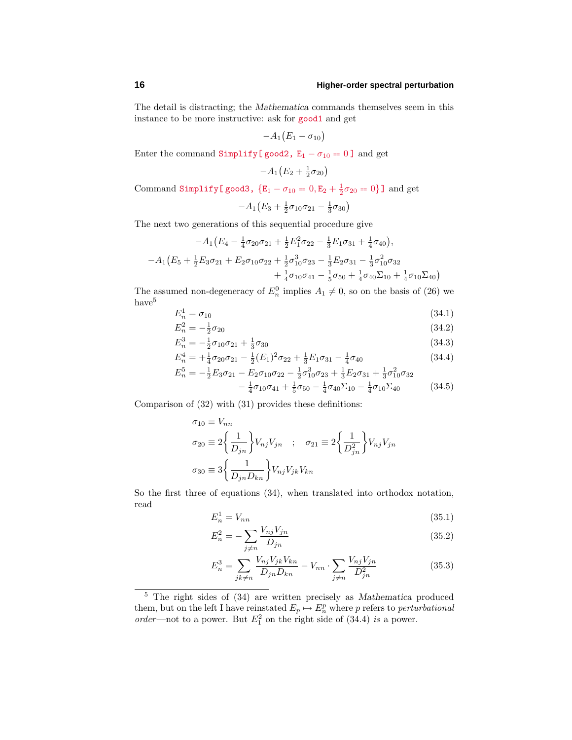The detail is distracting; the *Mathematica* commands themselves seem in this instance to be more instructive: ask for `good1` and get

$$-A_1\big(E_1-\sigma_{10}\big)$$

Enter the command `Simplify[ good2,` $\mathtt{E_1}-\sigma_{10}=0$ `]` and get

$$-A_1\big(E_2+\tfrac{1}{2}\sigma_{20}\big)$$

Command `Simplify[ good3,` $\{\mathtt{E_1}-\sigma_{10}=0, \mathtt{E_2}+\tfrac{1}{2}\sigma_{20}=0\}$`]` and get

$$-A_1\big(E_3+\tfrac{1}{2}\sigma_{10}\sigma_{21}-\tfrac{1}{3}\sigma_{30}\big)$$

The next two generations of this sequential procedure give

$$-A_1\big(E_4-\tfrac{1}{4}\sigma_{20}\sigma_{21}+\tfrac{1}{2}E_1^2\sigma_{22}-\tfrac{1}{3}E_1\sigma_{31}+\tfrac{1}{4}\sigma_{40}\big),$$

$$-A_1\big(E_5+\tfrac{1}{2}E_3\sigma_{21}+E_2\sigma_{10}\sigma_{22}+\tfrac{1}{2}\sigma_{10}^3\sigma_{23}-\tfrac{1}{3}E_2\sigma_{31}-\tfrac{1}{3}\sigma_{10}^2\sigma_{32} \\ +\tfrac{1}{4}\sigma_{10}\sigma_{41}+\tfrac{1}{5}\sigma_{50}+\tfrac{1}{4}\sigma_{40}\Sigma_{10}+\tfrac{1}{4}\sigma_{10}\Sigma_{40}\big)$$

The assumed non-degeneracy of $E_n^0$ implies $A_1\neq 0$, so on the basis of (26) we have[5]

$$E_n^1=\sigma_{10} \tag{34.1}$$

$$E_n^2=-\tfrac{1}{2}\sigma_{20} \tag{34.2}$$

$$E_n^3=-\tfrac{1}{2}\sigma_{10}\sigma_{21}+\tfrac{1}{3}\sigma_{30} \tag{34.3}$$

$$E_n^4=+\tfrac{1}{4}\sigma_{20}\sigma_{21}-\tfrac{1}{2}(E_1)^2\sigma_{22}+\tfrac{1}{3}E_1\sigma_{31}-\tfrac{1}{4}\sigma_{40} \tag{34.4}$$

$$E_n^5=-\tfrac{1}{2}E_3\sigma_{21}-E_2\sigma_{10}\sigma_{22}-\tfrac{1}{2}\sigma_{10}^3\sigma_{23}+\tfrac{1}{3}E_2\sigma_{31}+\tfrac{1}{3}\sigma_{10}^2\sigma_{32} \\ -\tfrac{1}{4}\sigma_{10}\sigma_{41}+\tfrac{1}{5}\sigma_{50}-\tfrac{1}{4}\sigma_{40}\Sigma_{10}-\tfrac{1}{4}\sigma_{10}\Sigma_{40} \tag{34.5}$$

Comparison of (32) with (31) provides these definitions:

$$\sigma_{10}\equiv V_{nn}$$

$$\sigma_{20}\equiv 2\bigg\{\frac{1}{D_{jn}}\bigg\}V_{nj}V_{jn} \quad ; \quad \sigma_{21}\equiv 2\bigg\{\frac{1}{D_{jn}^2}\bigg\}V_{nj}V_{jn}$$

$$\sigma_{30}\equiv 3\bigg\{\frac{1}{D_{jn}D_{kn}}\bigg\}V_{nj}V_{jk}V_{kn}$$

So the first three of equations (34), when translated into orthodox notation, read

$$E_n^1=V_{nn} \tag{35.1}$$

$$E_n^2=-\sum_{j\neq n}\frac{V_{nj}V_{jn}}{D_{jn}} \tag{35.2}$$

$$E_n^3=\sum_{jk\neq n}\frac{V_{nj}V_{jk}V_{kn}}{D_{jn}D_{kn}}-V_{nn}\cdot\sum_{j\neq n}\frac{V_{nj}V_{jn}}{D_{jn}^2} \tag{35.3}$$

---

[5] The right sides of (34) are written precisely as *Mathematica* produced them, but on the left I have reinstated $E_p\mapsto E_n^p$ where $p$ refers to *perturbational order*—not to a power. But $E_1^2$ on the right side of (34.4) *is* a power.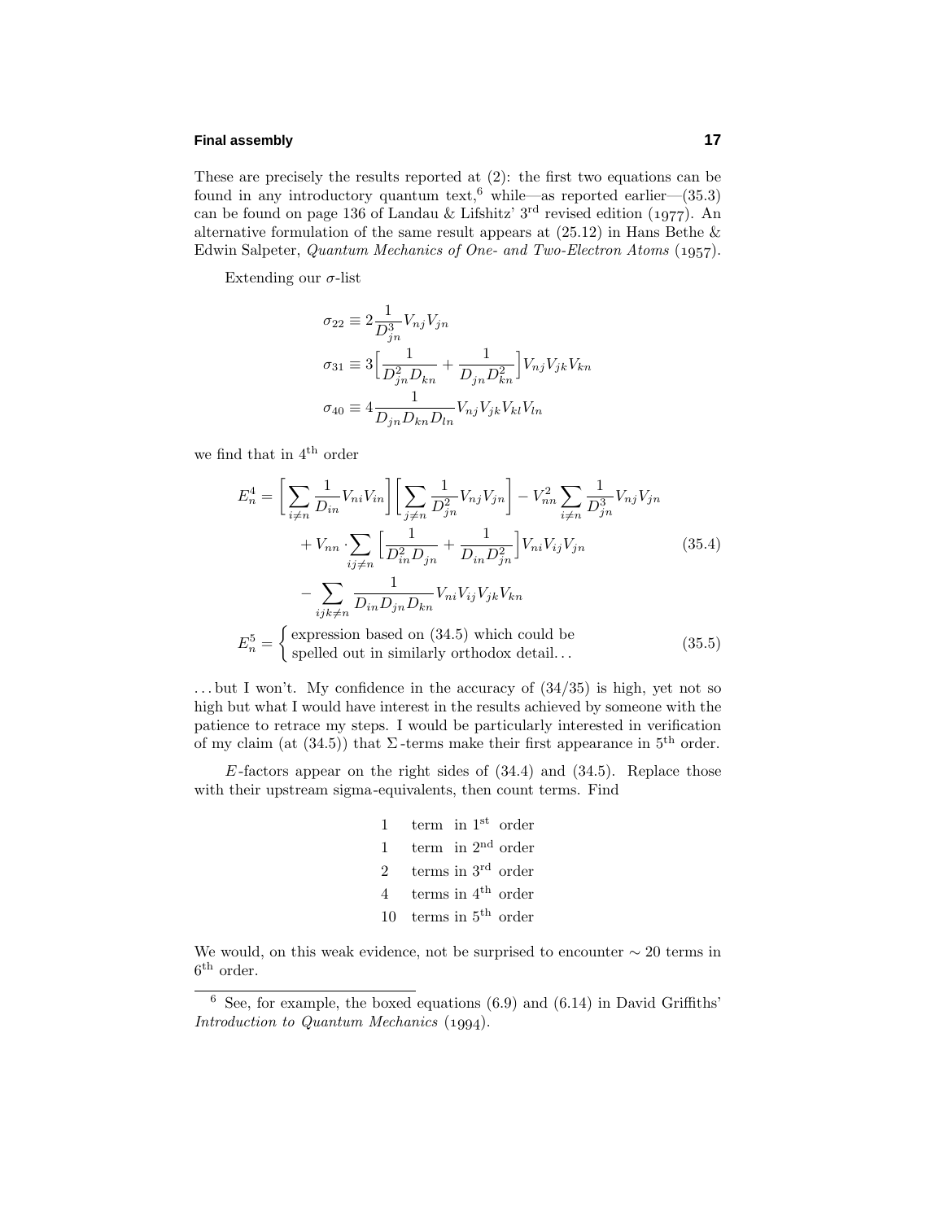These are precisely the results reported at (2): the first two equations can be found in any introductory quantum text,[6] while—as reported earlier—(35.3) can be found on page 136 of Landau & Lifshitz' 3rd revised edition (1977). An alternative formulation of the same result appears at (25.12) in Hans Bethe & Edwin Salpeter, *Quantum Mechanics of One- and Two-Electron Atoms* (1957).

Extending our $\sigma$-list

$$\begin{aligned}
\sigma_{22} &\equiv 2\frac{1}{D_{jn}^3}V_{nj}V_{jn}\\
\sigma_{31} &\equiv 3\Big[\frac{1}{D_{jn}^2 D_{kn}}+\frac{1}{D_{jn}D_{kn}^2}\Big]V_{nj}V_{jk}V_{kn}\\
\sigma_{40} &\equiv 4\frac{1}{D_{jn}D_{kn}D_{ln}}V_{nj}V_{jk}V_{kl}V_{ln}
\end{aligned}$$

we find that in 4th order

$$\begin{aligned}
E_n^4 = &\bigg[\sum_{i\neq n}\frac{1}{D_{in}}V_{ni}V_{in}\bigg]\bigg[\sum_{j\neq n}\frac{1}{D_{jn}^2}V_{nj}V_{jn}\bigg] - V_{nn}^2\sum_{i\neq n}\frac{1}{D_{jn}^3}V_{nj}V_{jn}\\
&+V_{nn}\cdot\sum_{ij\neq n}\Big[\frac{1}{D_{in}^2D_{jn}}+\frac{1}{D_{in}D_{jn}^2}\Big]V_{ni}V_{ij}V_{jn} \qquad (35.4)\\
&-\sum_{ijk\neq n}\frac{1}{D_{in}D_{jn}D_{kn}}V_{ni}V_{ij}V_{jk}V_{kn}
\end{aligned}$$

$$E_n^5 = \begin{cases}\text{expression based on (34.5) which could be}\\ \text{spelled out in similarly orthodox detail}\ldots\end{cases} \qquad (35.5)$$

. . . but I won't. My confidence in the accuracy of (34/35) is high, yet not so high but what I would have interest in the results achieved by someone with the patience to retrace my steps. I would be particularly interested in verification of my claim (at (34.5)) that $\Sigma$-terms make their first appearance in 5th order.

$E$-factors appear on the right sides of (34.4) and (34.5). Replace those with their upstream sigma-equivalents, then count terms. Find

1 term in 1st order
1 term in 2nd order
2 terms in 3rd order
4 terms in 4th order
10 terms in 5th order

We would, on this weak evidence, not be surprised to encounter $\sim 20$ terms in 6th order.

[6] See, for example, the boxed equations (6.9) and (6.14) in David Griffiths' *Introduction to Quantum Mechanics* (1994).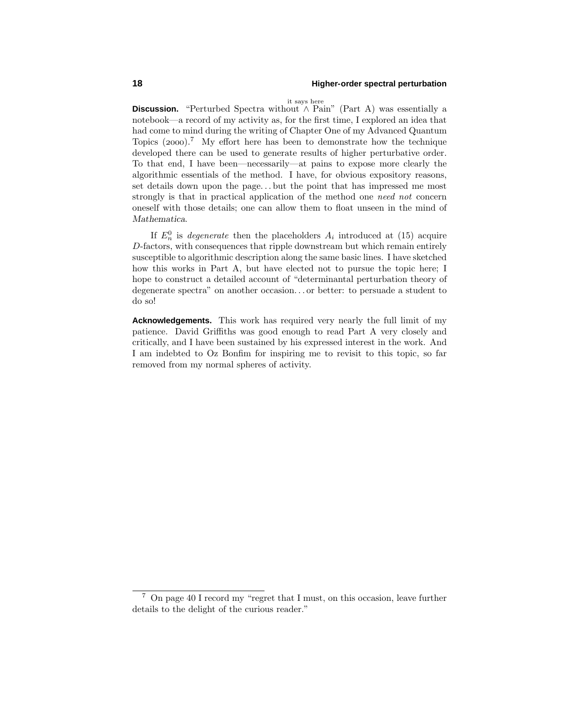**Discussion.** "Perturbed Spectra without $\overset{\text{it says here}}{\wedge}$ Pain" (Part A) was essentially a notebook—a record of my activity as, for the first time, I explored an idea that had come to mind during the writing of Chapter One of my Advanced Quantum Topics (2000).[7] My effort here has been to demonstrate how the technique developed there can be used to generate results of higher perturbative order. To that end, I have been—necessarily—at pains to expose more clearly the algorithmic essentials of the method. I have, for obvious expository reasons, set details down upon the page... but the point that has impressed me most strongly is that in practical application of the method one *need not* concern oneself with those details; one can allow them to float unseen in the mind of *Mathematica*.

If $E_n^0$ is *degenerate* then the placeholders $A_i$ introduced at (15) acquire $D$-factors, with consequences that ripple downstream but which remain entirely susceptible to algorithmic description along the same basic lines. I have sketched how this works in Part A, but have elected not to pursue the topic here; I hope to construct a detailed account of "determinantal perturbation theory of degenerate spectra" on another occasion... or better: to persuade a student to do so!

**Acknowledgements.** This work has required very nearly the full limit of my patience. David Griffiths was good enough to read Part A very closely and critically, and I have been sustained by his expressed interest in the work. And I am indebted to Oz Bonfim for inspiring me to revisit to this topic, so far removed from my normal spheres of activity.

---

[7] On page 40 I record my "regret that I must, on this occasion, leave further details to the delight of the curious reader."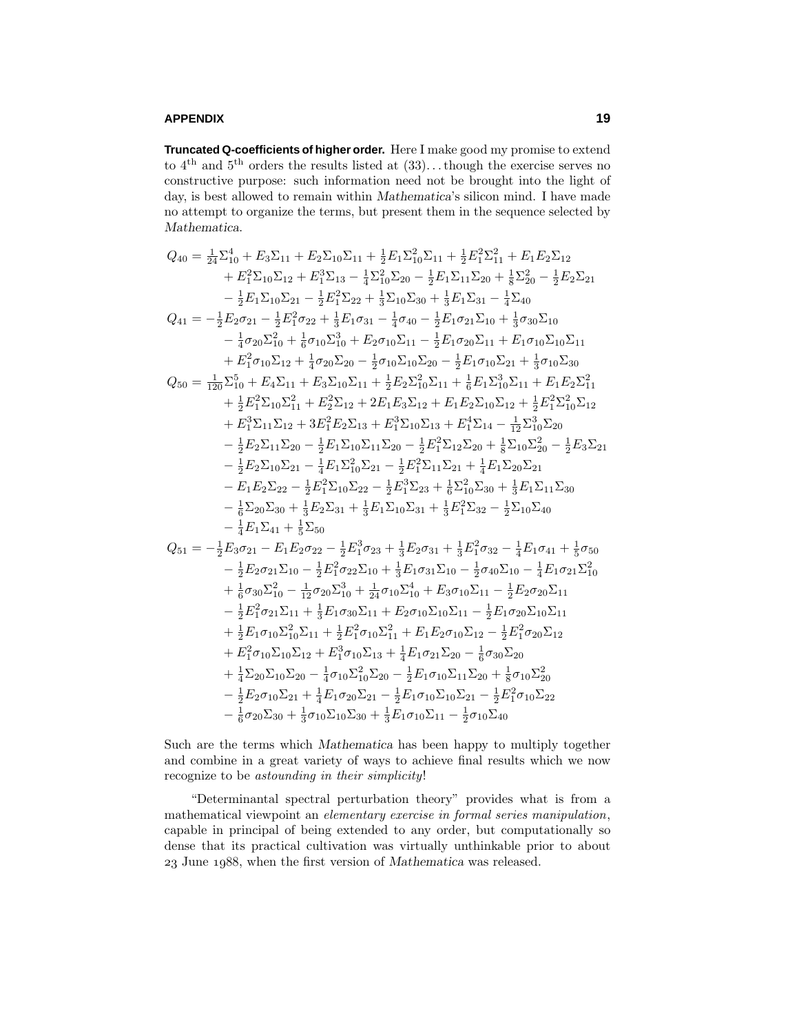**Truncated Q-coefficients of higher order.** Here I make good my promise to extend to 4[th] and 5[th] orders the results listed at (33)... though the exercise serves no constructive purpose: such information need not be brought into the light of day, is best allowed to remain within *Mathematica*'s silicon mind. I have made no attempt to organize the terms, but present them in the sequence selected by *Mathematica*.

$$
\begin{aligned}
Q_{40} = &\tfrac{1}{24}\Sigma_{10}^4 + E_3\Sigma_{11} + E_2\Sigma_{10}\Sigma_{11} + \tfrac{1}{2}E_1\Sigma_{10}^2\Sigma_{11} + \tfrac{1}{2}E_1^2\Sigma_{11}^2 + E_1E_2\Sigma_{12} \\
&+ E_1^2\Sigma_{10}\Sigma_{12} + E_1^3\Sigma_{13} - \tfrac{1}{4}\Sigma_{10}^2\Sigma_{20} - \tfrac{1}{2}E_1\Sigma_{11}\Sigma_{20} + \tfrac{1}{8}\Sigma_{20}^2 - \tfrac{1}{2}E_2\Sigma_{21} \\
&- \tfrac{1}{2}E_1\Sigma_{10}\Sigma_{21} - \tfrac{1}{2}E_1^2\Sigma_{22} + \tfrac{1}{3}\Sigma_{10}\Sigma_{30} + \tfrac{1}{3}E_1\Sigma_{31} - \tfrac{1}{4}\Sigma_{40} \\
Q_{41} = &-\tfrac{1}{2}E_2\sigma_{21} - \tfrac{1}{2}E_1^2\sigma_{22} + \tfrac{1}{3}E_1\sigma_{31} - \tfrac{1}{4}\sigma_{40} - \tfrac{1}{2}E_1\sigma_{21}\Sigma_{10} + \tfrac{1}{3}\sigma_{30}\Sigma_{10} \\
&- \tfrac{1}{4}\sigma_{20}\Sigma_{10}^2 + \tfrac{1}{6}\sigma_{10}\Sigma_{10}^3 + E_2\sigma_{10}\Sigma_{11} - \tfrac{1}{2}E_1\sigma_{20}\Sigma_{11} + E_1\sigma_{10}\Sigma_{10}\Sigma_{11} \\
&+ E_1^2\sigma_{10}\Sigma_{12} + \tfrac{1}{4}\sigma_{20}\Sigma_{20} - \tfrac{1}{2}\sigma_{10}\Sigma_{10}\Sigma_{20} - \tfrac{1}{2}E_1\sigma_{10}\Sigma_{21} + \tfrac{1}{3}\sigma_{10}\Sigma_{30} \\
Q_{50} = &\tfrac{1}{120}\Sigma_{10}^5 + E_4\Sigma_{11} + E_3\Sigma_{10}\Sigma_{11} + \tfrac{1}{2}E_2\Sigma_{10}^2\Sigma_{11} + \tfrac{1}{6}E_1\Sigma_{10}^3\Sigma_{11} + E_1E_2\Sigma_{11}^2 \\
&+ \tfrac{1}{2}E_1^2\Sigma_{10}\Sigma_{11}^2 + E_2^2\Sigma_{12} + 2E_1E_3\Sigma_{12} + E_1E_2\Sigma_{10}\Sigma_{12} + \tfrac{1}{2}E_1^2\Sigma_{10}^2\Sigma_{12} \\
&+ E_1^3\Sigma_{11}\Sigma_{12} + 3E_1^2E_2\Sigma_{13} + E_1^3\Sigma_{10}\Sigma_{13} + E_1^4\Sigma_{14} - \tfrac{1}{12}\Sigma_{10}^3\Sigma_{20} \\
&- \tfrac{1}{2}E_2\Sigma_{11}\Sigma_{20} - \tfrac{1}{2}E_1\Sigma_{10}\Sigma_{11}\Sigma_{20} - \tfrac{1}{2}E_1^2\Sigma_{12}\Sigma_{20} + \tfrac{1}{8}\Sigma_{10}\Sigma_{20}^2 - \tfrac{1}{2}E_3\Sigma_{21} \\
&- \tfrac{1}{2}E_2\Sigma_{10}\Sigma_{21} - \tfrac{1}{4}E_1\Sigma_{10}^2\Sigma_{21} - \tfrac{1}{2}E_1^2\Sigma_{11}\Sigma_{21} + \tfrac{1}{4}E_1\Sigma_{20}\Sigma_{21} \\
&- E_1E_2\Sigma_{22} - \tfrac{1}{2}E_1^2\Sigma_{10}\Sigma_{22} - \tfrac{1}{2}E_1^3\Sigma_{23} + \tfrac{1}{6}\Sigma_{10}^2\Sigma_{30} + \tfrac{1}{3}E_1\Sigma_{11}\Sigma_{30} \\
&- \tfrac{1}{6}\Sigma_{20}\Sigma_{30} + \tfrac{1}{3}E_2\Sigma_{31} + \tfrac{1}{3}E_1\Sigma_{10}\Sigma_{31} + \tfrac{1}{3}E_1^2\Sigma_{32} - \tfrac{1}{2}\Sigma_{10}\Sigma_{40} \\
&- \tfrac{1}{4}E_1\Sigma_{41} + \tfrac{1}{5}\Sigma_{50} \\
Q_{51} = &-\tfrac{1}{2}E_3\sigma_{21} - E_1E_2\sigma_{22} - \tfrac{1}{2}E_1^3\sigma_{23} + \tfrac{1}{3}E_2\sigma_{31} + \tfrac{1}{3}E_1^2\sigma_{32} - \tfrac{1}{4}E_1\sigma_{41} + \tfrac{1}{5}\sigma_{50} \\
&- \tfrac{1}{2}E_2\sigma_{21}\Sigma_{10} - \tfrac{1}{2}E_1^2\sigma_{22}\Sigma_{10} + \tfrac{1}{3}E_1\sigma_{31}\Sigma_{10} - \tfrac{1}{2}\sigma_{40}\Sigma_{10} - \tfrac{1}{4}E_1\sigma_{21}\Sigma_{10}^2 \\
&+ \tfrac{1}{6}\sigma_{30}\Sigma_{10}^2 - \tfrac{1}{12}\sigma_{20}\Sigma_{10}^3 + \tfrac{1}{24}\sigma_{10}\Sigma_{10}^4 + E_3\sigma_{10}\Sigma_{11} - \tfrac{1}{2}E_2\sigma_{20}\Sigma_{11} \\
&- \tfrac{1}{2}E_1^2\sigma_{21}\Sigma_{11} + \tfrac{1}{3}E_1\sigma_{30}\Sigma_{11} + E_2\sigma_{10}\Sigma_{10}\Sigma_{11} - \tfrac{1}{2}E_1\sigma_{20}\Sigma_{10}\Sigma_{11} \\
&+ \tfrac{1}{2}E_1\sigma_{10}\Sigma_{10}^2\Sigma_{11} + \tfrac{1}{2}E_1^2\sigma_{10}\Sigma_{11}^2 + E_1E_2\sigma_{10}\Sigma_{12} - \tfrac{1}{2}E_1^2\sigma_{20}\Sigma_{12} \\
&+ E_1^2\sigma_{10}\Sigma_{10}\Sigma_{12} + E_1^3\sigma_{10}\Sigma_{13} + \tfrac{1}{4}E_1\sigma_{21}\Sigma_{20} - \tfrac{1}{6}\sigma_{30}\Sigma_{20} \\
&+ \tfrac{1}{4}\Sigma_{20}\Sigma_{10}\Sigma_{20} - \tfrac{1}{4}\sigma_{10}\Sigma_{10}^2\Sigma_{20} - \tfrac{1}{2}E_1\sigma_{10}\Sigma_{11}\Sigma_{20} + \tfrac{1}{8}\sigma_{10}\Sigma_{20}^2 \\
&- \tfrac{1}{2}E_2\sigma_{10}\Sigma_{21} + \tfrac{1}{4}E_1\sigma_{20}\Sigma_{21} - \tfrac{1}{2}E_1\sigma_{10}\Sigma_{10}\Sigma_{21} - \tfrac{1}{2}E_1^2\sigma_{10}\Sigma_{22} \\
&- \tfrac{1}{6}\sigma_{20}\Sigma_{30} + \tfrac{1}{3}\sigma_{10}\Sigma_{10}\Sigma_{30} + \tfrac{1}{3}E_1\sigma_{10}\Sigma_{11} - \tfrac{1}{2}\sigma_{10}\Sigma_{40}
\end{aligned}
$$

Such are the terms which *Mathematica* has been happy to multiply together and combine in a great variety of ways to achieve final results which we now recognize to be *astounding in their simplicity*!

"Determinantal spectral perturbation theory" provides what is from a mathematical viewpoint an *elementary exercise in formal series manipulation*, capable in principal of being extended to any order, but computationally so dense that its practical cultivation was virtually unthinkable prior to about 23 June 1988, when the first version of *Mathematica* was released.